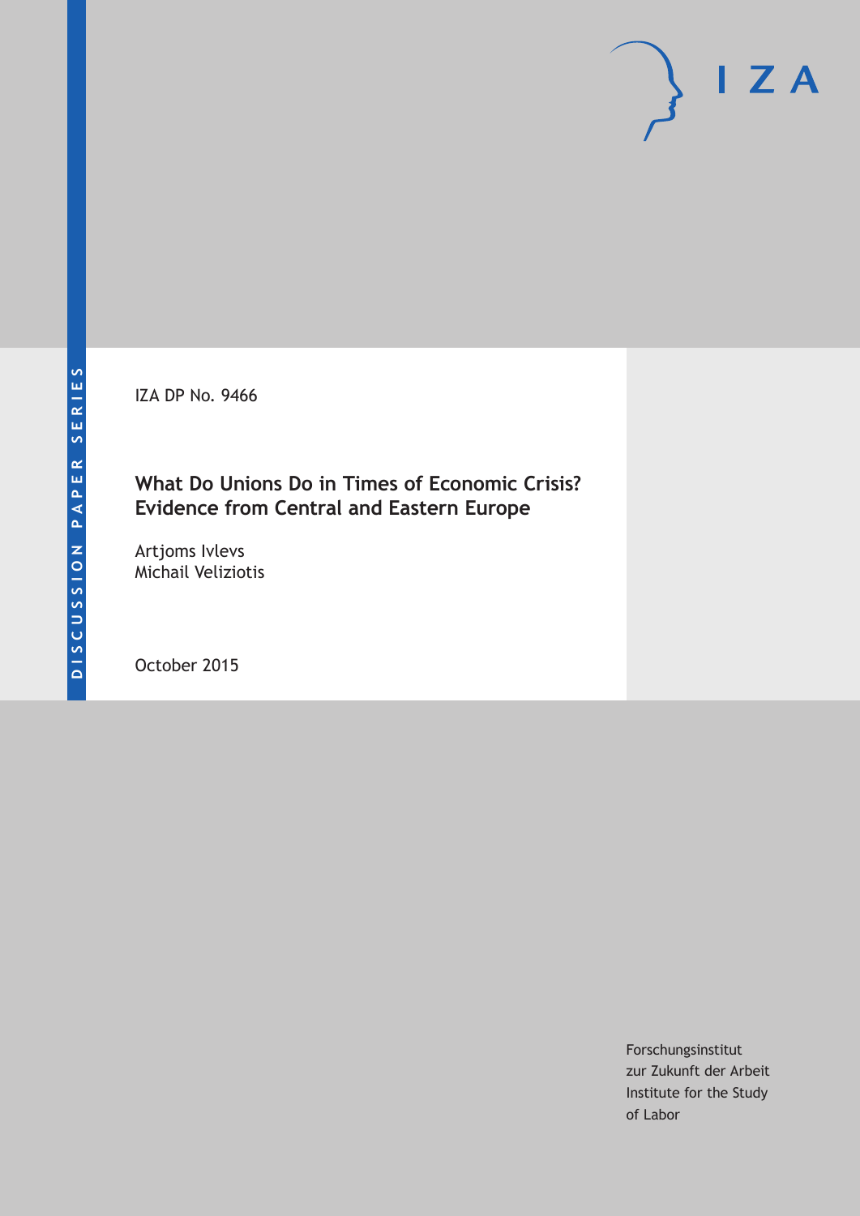IZA DP No. 9466

# What Do Unions Do in Times of Economic Crisis? Evidence from Central and Eastern Europe

Artjoms Ivlevs
Michail Veliziotis

October 2015

Forschungsinstitut
zur Zukunft der Arbeit
Institute for the Study
of Labor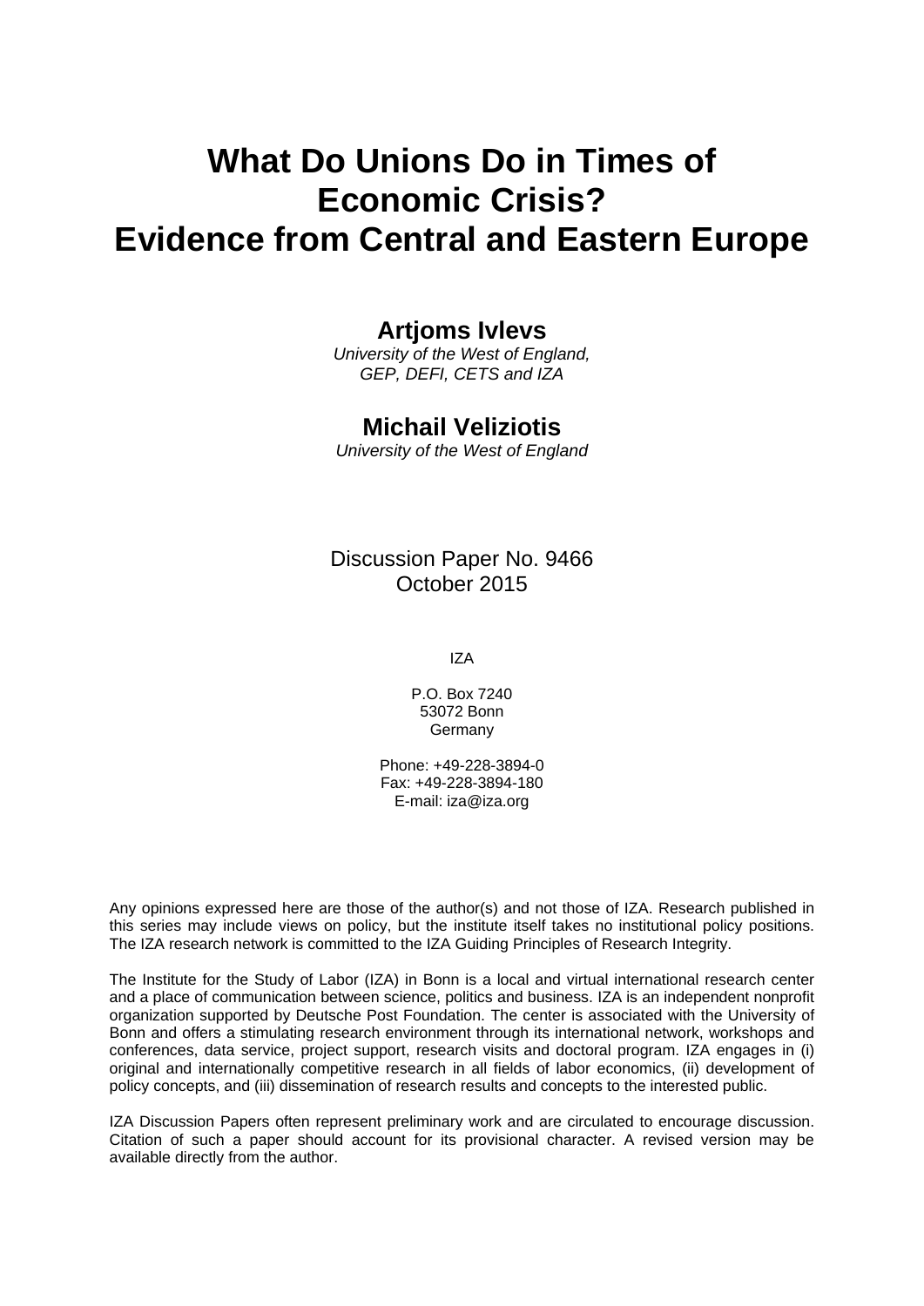# What Do Unions Do in Times of Economic Crisis? Evidence from Central and Eastern Europe

**Artjoms Ivlevs**

*University of the West of England, GEP, DEFI, CETS and IZA*

**Michail Veliziotis**

*University of the West of England*

Discussion Paper No. 9466
October 2015

IZA

P.O. Box 7240
53072 Bonn
Germany

Phone: +49-228-3894-0
Fax: +49-228-3894-180
E-mail: iza@iza.org

Any opinions expressed here are those of the author(s) and not those of IZA. Research published in this series may include views on policy, but the institute itself takes no institutional policy positions. The IZA research network is committed to the IZA Guiding Principles of Research Integrity.

The Institute for the Study of Labor (IZA) in Bonn is a local and virtual international research center and a place of communication between science, politics and business. IZA is an independent nonprofit organization supported by Deutsche Post Foundation. The center is associated with the University of Bonn and offers a stimulating research environment through its international network, workshops and conferences, data service, project support, research visits and doctoral program. IZA engages in (i) original and internationally competitive research in all fields of labor economics, (ii) development of policy concepts, and (iii) dissemination of research results and concepts to the interested public.

IZA Discussion Papers often represent preliminary work and are circulated to encourage discussion. Citation of such a paper should account for its provisional character. A revised version may be available directly from the author.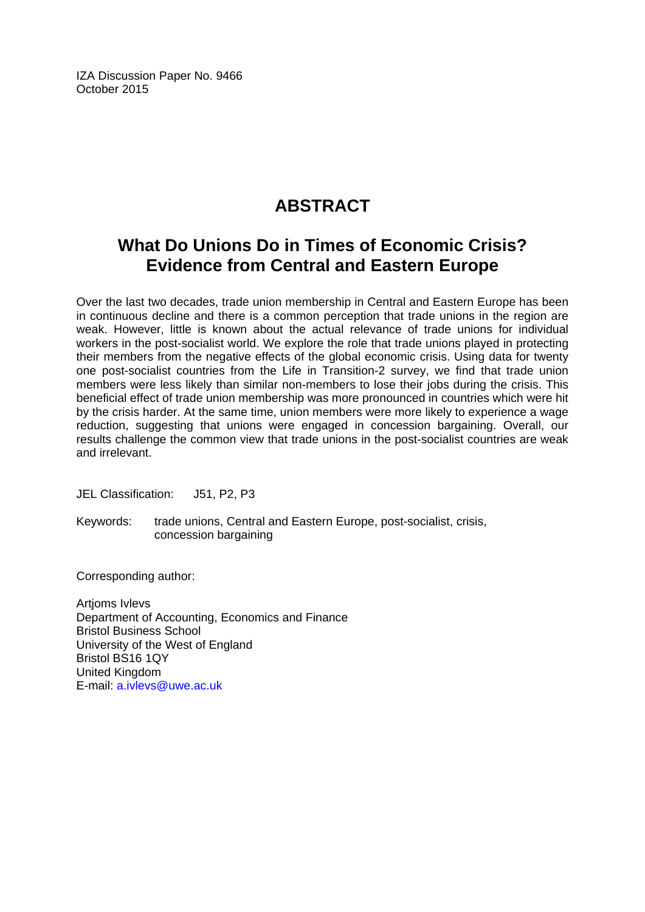IZA Discussion Paper No. 9466
October 2015

# ABSTRACT

## What Do Unions Do in Times of Economic Crisis? Evidence from Central and Eastern Europe

Over the last two decades, trade union membership in Central and Eastern Europe has been in continuous decline and there is a common perception that trade unions in the region are weak. However, little is known about the actual relevance of trade unions for individual workers in the post-socialist world. We explore the role that trade unions played in protecting their members from the negative effects of the global economic crisis. Using data for twenty one post-socialist countries from the Life in Transition-2 survey, we find that trade union members were less likely than similar non-members to lose their jobs during the crisis. This beneficial effect of trade union membership was more pronounced in countries which were hit by the crisis harder. At the same time, union members were more likely to experience a wage reduction, suggesting that unions were engaged in concession bargaining. Overall, our results challenge the common view that trade unions in the post-socialist countries are weak and irrelevant.

JEL Classification: J51, P2, P3

Keywords: trade unions, Central and Eastern Europe, post-socialist, crisis, concession bargaining

Corresponding author:

Artjoms Ivlevs
Department of Accounting, Economics and Finance
Bristol Business School
University of the West of England
Bristol BS16 1QY
United Kingdom
E-mail: a.ivlevs@uwe.ac.uk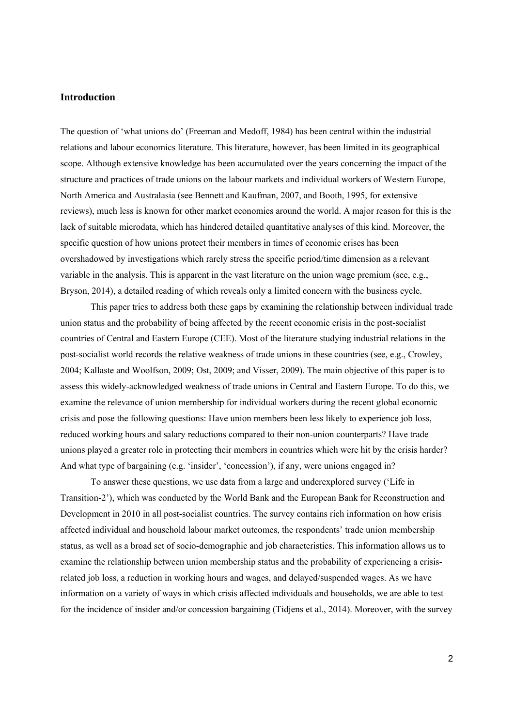## Introduction

The question of 'what unions do' (Freeman and Medoff, 1984) has been central within the industrial relations and labour economics literature. This literature, however, has been limited in its geographical scope. Although extensive knowledge has been accumulated over the years concerning the impact of the structure and practices of trade unions on the labour markets and individual workers of Western Europe, North America and Australasia (see Bennett and Kaufman, 2007, and Booth, 1995, for extensive reviews), much less is known for other market economies around the world. A major reason for this is the lack of suitable microdata, which has hindered detailed quantitative analyses of this kind. Moreover, the specific question of how unions protect their members in times of economic crises has been overshadowed by investigations which rarely stress the specific period/time dimension as a relevant variable in the analysis. This is apparent in the vast literature on the union wage premium (see, e.g., Bryson, 2014), a detailed reading of which reveals only a limited concern with the business cycle.

This paper tries to address both these gaps by examining the relationship between individual trade union status and the probability of being affected by the recent economic crisis in the post-socialist countries of Central and Eastern Europe (CEE). Most of the literature studying industrial relations in the post-socialist world records the relative weakness of trade unions in these countries (see, e.g., Crowley, 2004; Kallaste and Woolfson, 2009; Ost, 2009; and Visser, 2009). The main objective of this paper is to assess this widely-acknowledged weakness of trade unions in Central and Eastern Europe. To do this, we examine the relevance of union membership for individual workers during the recent global economic crisis and pose the following questions: Have union members been less likely to experience job loss, reduced working hours and salary reductions compared to their non-union counterparts? Have trade unions played a greater role in protecting their members in countries which were hit by the crisis harder? And what type of bargaining (e.g. 'insider', 'concession'), if any, were unions engaged in?

To answer these questions, we use data from a large and underexplored survey ('Life in Transition-2'), which was conducted by the World Bank and the European Bank for Reconstruction and Development in 2010 in all post-socialist countries. The survey contains rich information on how crisis affected individual and household labour market outcomes, the respondents' trade union membership status, as well as a broad set of socio-demographic and job characteristics. This information allows us to examine the relationship between union membership status and the probability of experiencing a crisis-related job loss, a reduction in working hours and wages, and delayed/suspended wages. As we have information on a variety of ways in which crisis affected individuals and households, we are able to test for the incidence of insider and/or concession bargaining (Tidjens et al., 2014). Moreover, with the survey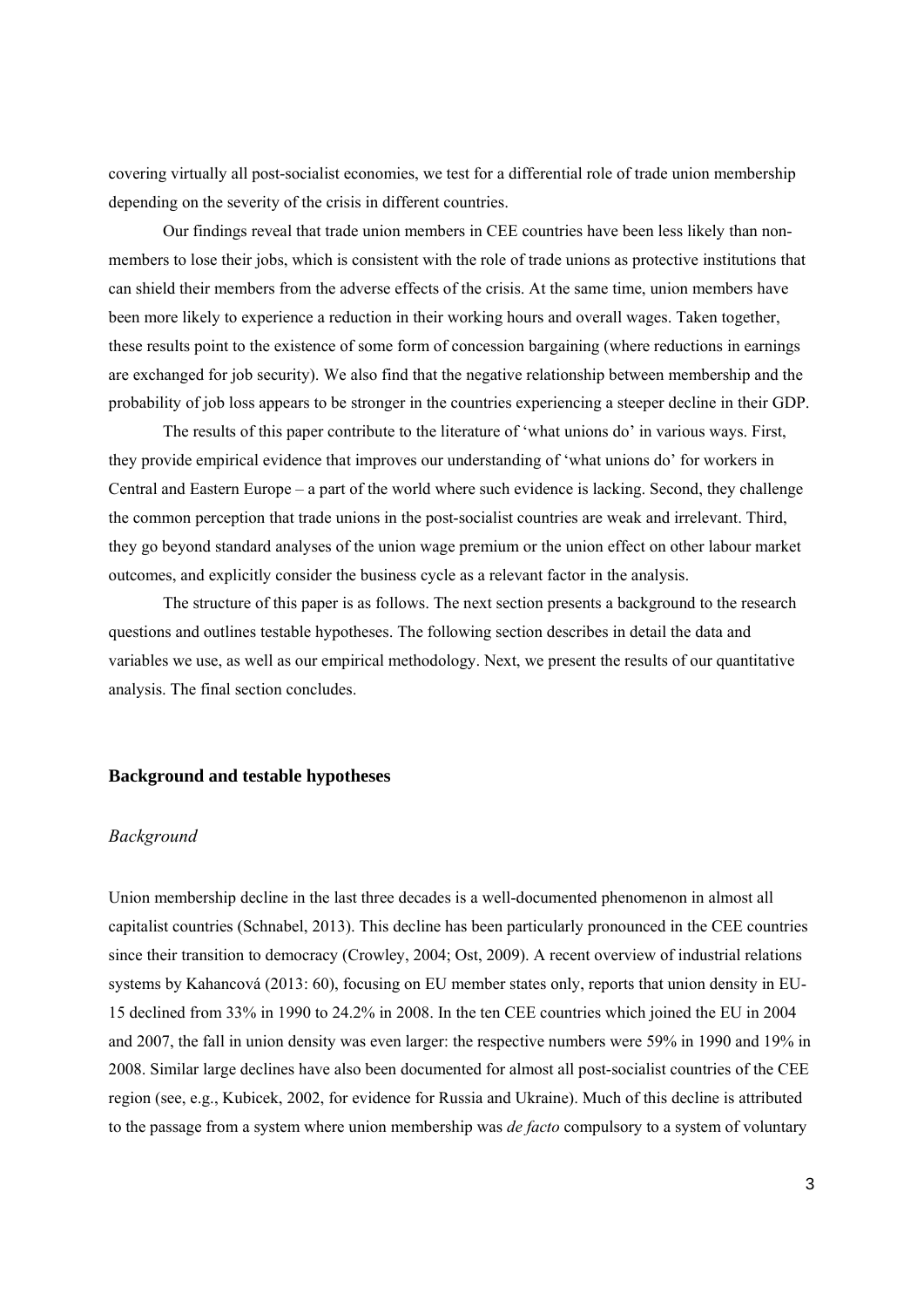covering virtually all post-socialist economies, we test for a differential role of trade union membership depending on the severity of the crisis in different countries.

Our findings reveal that trade union members in CEE countries have been less likely than non-members to lose their jobs, which is consistent with the role of trade unions as protective institutions that can shield their members from the adverse effects of the crisis. At the same time, union members have been more likely to experience a reduction in their working hours and overall wages. Taken together, these results point to the existence of some form of concession bargaining (where reductions in earnings are exchanged for job security). We also find that the negative relationship between membership and the probability of job loss appears to be stronger in the countries experiencing a steeper decline in their GDP.

The results of this paper contribute to the literature of 'what unions do' in various ways. First, they provide empirical evidence that improves our understanding of 'what unions do' for workers in Central and Eastern Europe – a part of the world where such evidence is lacking. Second, they challenge the common perception that trade unions in the post-socialist countries are weak and irrelevant. Third, they go beyond standard analyses of the union wage premium or the union effect on other labour market outcomes, and explicitly consider the business cycle as a relevant factor in the analysis.

The structure of this paper is as follows. The next section presents a background to the research questions and outlines testable hypotheses. The following section describes in detail the data and variables we use, as well as our empirical methodology. Next, we present the results of our quantitative analysis. The final section concludes.

## Background and testable hypotheses

### *Background*

Union membership decline in the last three decades is a well-documented phenomenon in almost all capitalist countries (Schnabel, 2013). This decline has been particularly pronounced in the CEE countries since their transition to democracy (Crowley, 2004; Ost, 2009). A recent overview of industrial relations systems by Kahancová (2013: 60), focusing on EU member states only, reports that union density in EU-15 declined from 33% in 1990 to 24.2% in 2008. In the ten CEE countries which joined the EU in 2004 and 2007, the fall in union density was even larger: the respective numbers were 59% in 1990 and 19% in 2008. Similar large declines have also been documented for almost all post-socialist countries of the CEE region (see, e.g., Kubicek, 2002, for evidence for Russia and Ukraine). Much of this decline is attributed to the passage from a system where union membership was *de facto* compulsory to a system of voluntary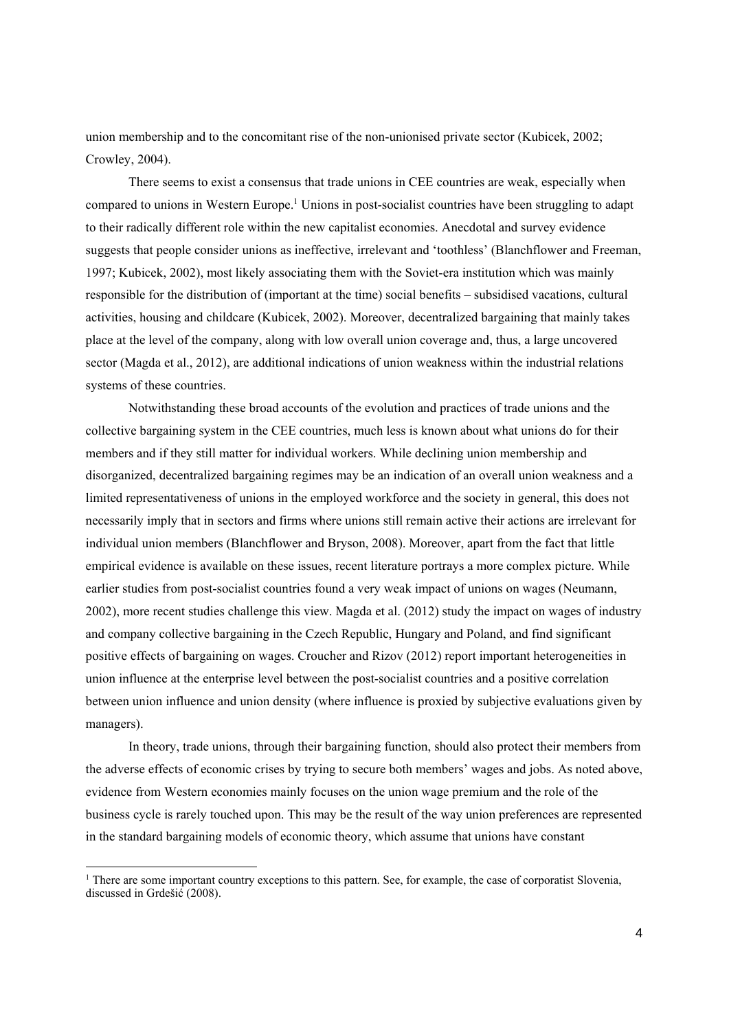union membership and to the concomitant rise of the non-unionised private sector (Kubicek, 2002; Crowley, 2004).

There seems to exist a consensus that trade unions in CEE countries are weak, especially when compared to unions in Western Europe.[1] Unions in post-socialist countries have been struggling to adapt to their radically different role within the new capitalist economies. Anecdotal and survey evidence suggests that people consider unions as ineffective, irrelevant and 'toothless' (Blanchflower and Freeman, 1997; Kubicek, 2002), most likely associating them with the Soviet-era institution which was mainly responsible for the distribution of (important at the time) social benefits – subsidised vacations, cultural activities, housing and childcare (Kubicek, 2002). Moreover, decentralized bargaining that mainly takes place at the level of the company, along with low overall union coverage and, thus, a large uncovered sector (Magda et al., 2012), are additional indications of union weakness within the industrial relations systems of these countries.

Notwithstanding these broad accounts of the evolution and practices of trade unions and the collective bargaining system in the CEE countries, much less is known about what unions do for their members and if they still matter for individual workers. While declining union membership and disorganized, decentralized bargaining regimes may be an indication of an overall union weakness and a limited representativeness of unions in the employed workforce and the society in general, this does not necessarily imply that in sectors and firms where unions still remain active their actions are irrelevant for individual union members (Blanchflower and Bryson, 2008). Moreover, apart from the fact that little empirical evidence is available on these issues, recent literature portrays a more complex picture. While earlier studies from post-socialist countries found a very weak impact of unions on wages (Neumann, 2002), more recent studies challenge this view. Magda et al. (2012) study the impact on wages of industry and company collective bargaining in the Czech Republic, Hungary and Poland, and find significant positive effects of bargaining on wages. Croucher and Rizov (2012) report important heterogeneities in union influence at the enterprise level between the post-socialist countries and a positive correlation between union influence and union density (where influence is proxied by subjective evaluations given by managers).

In theory, trade unions, through their bargaining function, should also protect their members from the adverse effects of economic crises by trying to secure both members' wages and jobs. As noted above, evidence from Western economies mainly focuses on the union wage premium and the role of the business cycle is rarely touched upon. This may be the result of the way union preferences are represented in the standard bargaining models of economic theory, which assume that unions have constant

[1] There are some important country exceptions to this pattern. See, for example, the case of corporatist Slovenia, discussed in Grdešić (2008).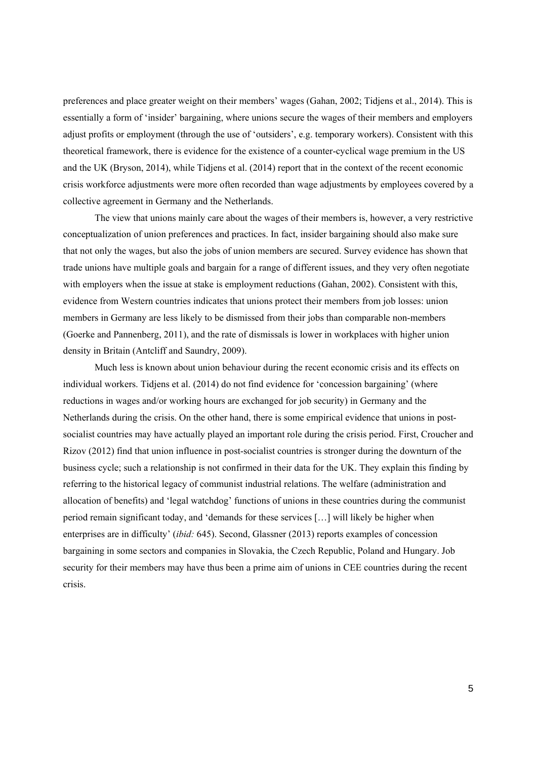preferences and place greater weight on their members' wages (Gahan, 2002; Tidjens et al., 2014). This is essentially a form of 'insider' bargaining, where unions secure the wages of their members and employers adjust profits or employment (through the use of 'outsiders', e.g. temporary workers). Consistent with this theoretical framework, there is evidence for the existence of a counter-cyclical wage premium in the US and the UK (Bryson, 2014), while Tidjens et al. (2014) report that in the context of the recent economic crisis workforce adjustments were more often recorded than wage adjustments by employees covered by a collective agreement in Germany and the Netherlands.

The view that unions mainly care about the wages of their members is, however, a very restrictive conceptualization of union preferences and practices. In fact, insider bargaining should also make sure that not only the wages, but also the jobs of union members are secured. Survey evidence has shown that trade unions have multiple goals and bargain for a range of different issues, and they very often negotiate with employers when the issue at stake is employment reductions (Gahan, 2002). Consistent with this, evidence from Western countries indicates that unions protect their members from job losses: union members in Germany are less likely to be dismissed from their jobs than comparable non-members (Goerke and Pannenberg, 2011), and the rate of dismissals is lower in workplaces with higher union density in Britain (Antcliff and Saundry, 2009).

Much less is known about union behaviour during the recent economic crisis and its effects on individual workers. Tidjens et al. (2014) do not find evidence for 'concession bargaining' (where reductions in wages and/or working hours are exchanged for job security) in Germany and the Netherlands during the crisis. On the other hand, there is some empirical evidence that unions in post-socialist countries may have actually played an important role during the crisis period. First, Croucher and Rizov (2012) find that union influence in post-socialist countries is stronger during the downturn of the business cycle; such a relationship is not confirmed in their data for the UK. They explain this finding by referring to the historical legacy of communist industrial relations. The welfare (administration and allocation of benefits) and 'legal watchdog' functions of unions in these countries during the communist period remain significant today, and 'demands for these services […] will likely be higher when enterprises are in difficulty' (*ibid:* 645). Second, Glassner (2013) reports examples of concession bargaining in some sectors and companies in Slovakia, the Czech Republic, Poland and Hungary. Job security for their members may have thus been a prime aim of unions in CEE countries during the recent crisis.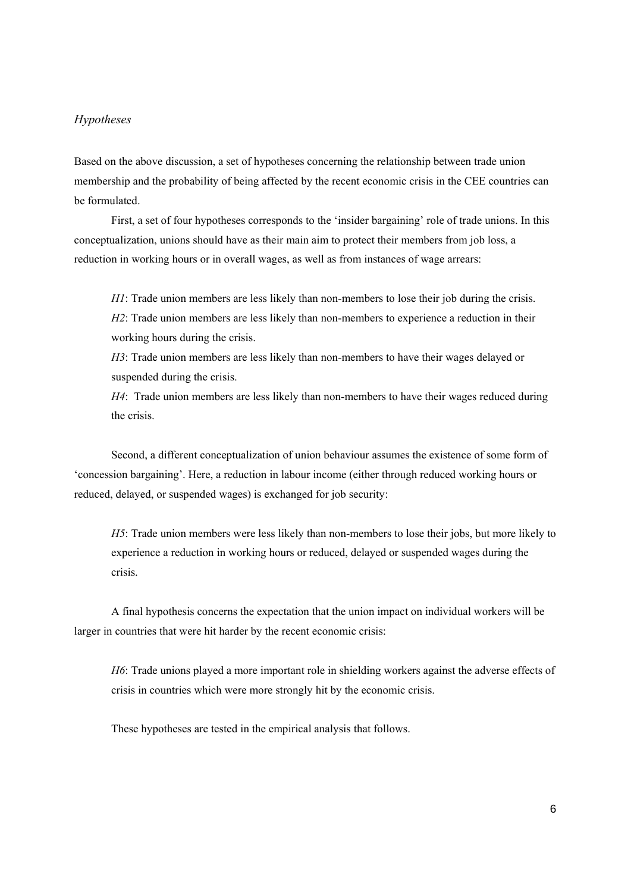### *Hypotheses*

Based on the above discussion, a set of hypotheses concerning the relationship between trade union membership and the probability of being affected by the recent economic crisis in the CEE countries can be formulated.

First, a set of four hypotheses corresponds to the 'insider bargaining' role of trade unions. In this conceptualization, unions should have as their main aim to protect their members from job loss, a reduction in working hours or in overall wages, as well as from instances of wage arrears:

> *H1*: Trade union members are less likely than non-members to lose their job during the crisis.
>
> *H2*: Trade union members are less likely than non-members to experience a reduction in their working hours during the crisis.
>
> *H3*: Trade union members are less likely than non-members to have their wages delayed or suspended during the crisis.
>
> *H4*: Trade union members are less likely than non-members to have their wages reduced during the crisis.

Second, a different conceptualization of union behaviour assumes the existence of some form of 'concession bargaining'. Here, a reduction in labour income (either through reduced working hours or reduced, delayed, or suspended wages) is exchanged for job security:

> *H5*: Trade union members were less likely than non-members to lose their jobs, but more likely to experience a reduction in working hours or reduced, delayed or suspended wages during the crisis.

A final hypothesis concerns the expectation that the union impact on individual workers will be larger in countries that were hit harder by the recent economic crisis:

> *H6*: Trade unions played a more important role in shielding workers against the adverse effects of crisis in countries which were more strongly hit by the economic crisis.

These hypotheses are tested in the empirical analysis that follows.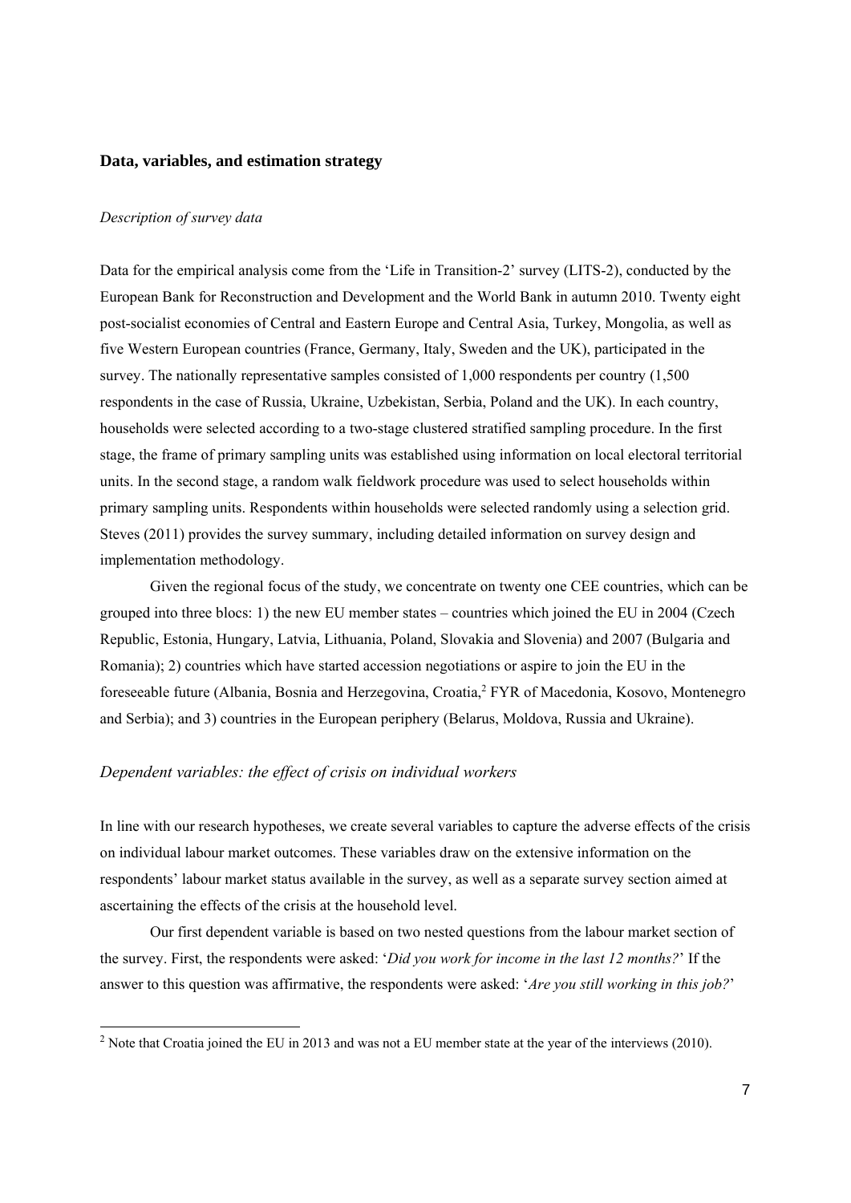## Data, variables, and estimation strategy

*Description of survey data*

Data for the empirical analysis come from the 'Life in Transition-2' survey (LITS-2), conducted by the European Bank for Reconstruction and Development and the World Bank in autumn 2010. Twenty eight post-socialist economies of Central and Eastern Europe and Central Asia, Turkey, Mongolia, as well as five Western European countries (France, Germany, Italy, Sweden and the UK), participated in the survey. The nationally representative samples consisted of 1,000 respondents per country (1,500 respondents in the case of Russia, Ukraine, Uzbekistan, Serbia, Poland and the UK). In each country, households were selected according to a two-stage clustered stratified sampling procedure. In the first stage, the frame of primary sampling units was established using information on local electoral territorial units. In the second stage, a random walk fieldwork procedure was used to select households within primary sampling units. Respondents within households were selected randomly using a selection grid. Steves (2011) provides the survey summary, including detailed information on survey design and implementation methodology.

Given the regional focus of the study, we concentrate on twenty one CEE countries, which can be grouped into three blocs: 1) the new EU member states – countries which joined the EU in 2004 (Czech Republic, Estonia, Hungary, Latvia, Lithuania, Poland, Slovakia and Slovenia) and 2007 (Bulgaria and Romania); 2) countries which have started accession negotiations or aspire to join the EU in the foreseeable future (Albania, Bosnia and Herzegovina, Croatia,[2] FYR of Macedonia, Kosovo, Montenegro and Serbia); and 3) countries in the European periphery (Belarus, Moldova, Russia and Ukraine).

### *Dependent variables: the effect of crisis on individual workers*

In line with our research hypotheses, we create several variables to capture the adverse effects of the crisis on individual labour market outcomes. These variables draw on the extensive information on the respondents' labour market status available in the survey, as well as a separate survey section aimed at ascertaining the effects of the crisis at the household level.

Our first dependent variable is based on two nested questions from the labour market section of the survey. First, the respondents were asked: '*Did you work for income in the last 12 months?*' If the answer to this question was affirmative, the respondents were asked: '*Are you still working in this job?*'

[2] Note that Croatia joined the EU in 2013 and was not a EU member state at the year of the interviews (2010).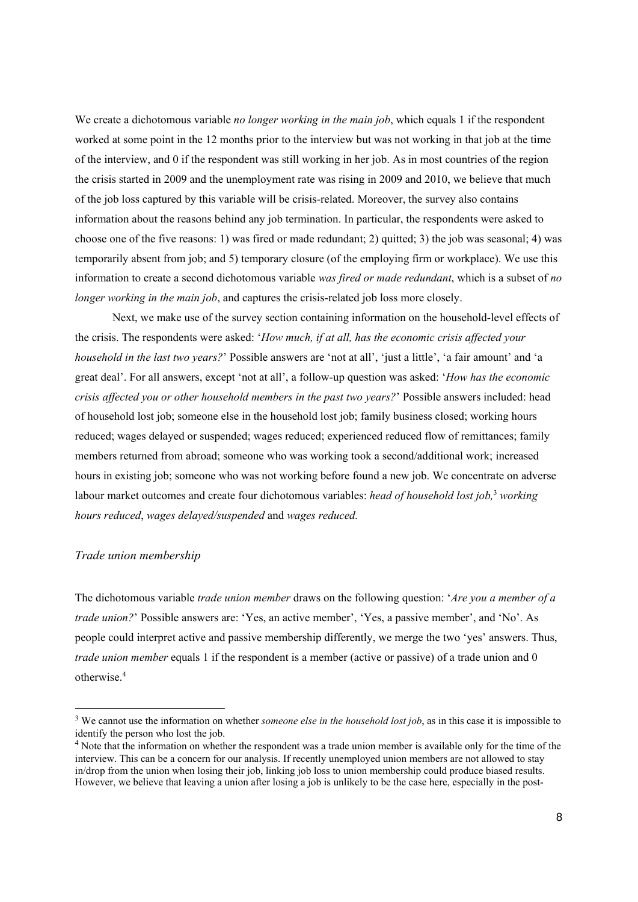We create a dichotomous variable *no longer working in the main job*, which equals 1 if the respondent worked at some point in the 12 months prior to the interview but was not working in that job at the time of the interview, and 0 if the respondent was still working in her job. As in most countries of the region the crisis started in 2009 and the unemployment rate was rising in 2009 and 2010, we believe that much of the job loss captured by this variable will be crisis-related. Moreover, the survey also contains information about the reasons behind any job termination. In particular, the respondents were asked to choose one of the five reasons: 1) was fired or made redundant; 2) quitted; 3) the job was seasonal; 4) was temporarily absent from job; and 5) temporary closure (of the employing firm or workplace). We use this information to create a second dichotomous variable *was fired or made redundant*, which is a subset of *no longer working in the main job*, and captures the crisis-related job loss more closely.

Next, we make use of the survey section containing information on the household-level effects of the crisis. The respondents were asked: '*How much, if at all, has the economic crisis affected your household in the last two years?*' Possible answers are 'not at all', 'just a little', 'a fair amount' and 'a great deal'. For all answers, except 'not at all', a follow-up question was asked: '*How has the economic crisis affected you or other household members in the past two years?*' Possible answers included: head of household lost job; someone else in the household lost job; family business closed; working hours reduced; wages delayed or suspended; wages reduced; experienced reduced flow of remittances; family members returned from abroad; someone who was working took a second/additional work; increased hours in existing job; someone who was not working before found a new job. We concentrate on adverse labour market outcomes and create four dichotomous variables: *head of household lost job,*[3] *working hours reduced*, *wages delayed/suspended* and *wages reduced.*

### *Trade union membership*

The dichotomous variable *trade union member* draws on the following question: '*Are you a member of a trade union?*' Possible answers are: 'Yes, an active member', 'Yes, a passive member', and 'No'. As people could interpret active and passive membership differently, we merge the two 'yes' answers. Thus, *trade union member* equals 1 if the respondent is a member (active or passive) of a trade union and 0 otherwise.[4]

---

[3] We cannot use the information on whether *someone else in the household lost job*, as in this case it is impossible to identify the person who lost the job.

[4] Note that the information on whether the respondent was a trade union member is available only for the time of the interview. This can be a concern for our analysis. If recently unemployed union members are not allowed to stay in/drop from the union when losing their job, linking job loss to union membership could produce biased results. However, we believe that leaving a union after losing a job is unlikely to be the case here, especially in the post-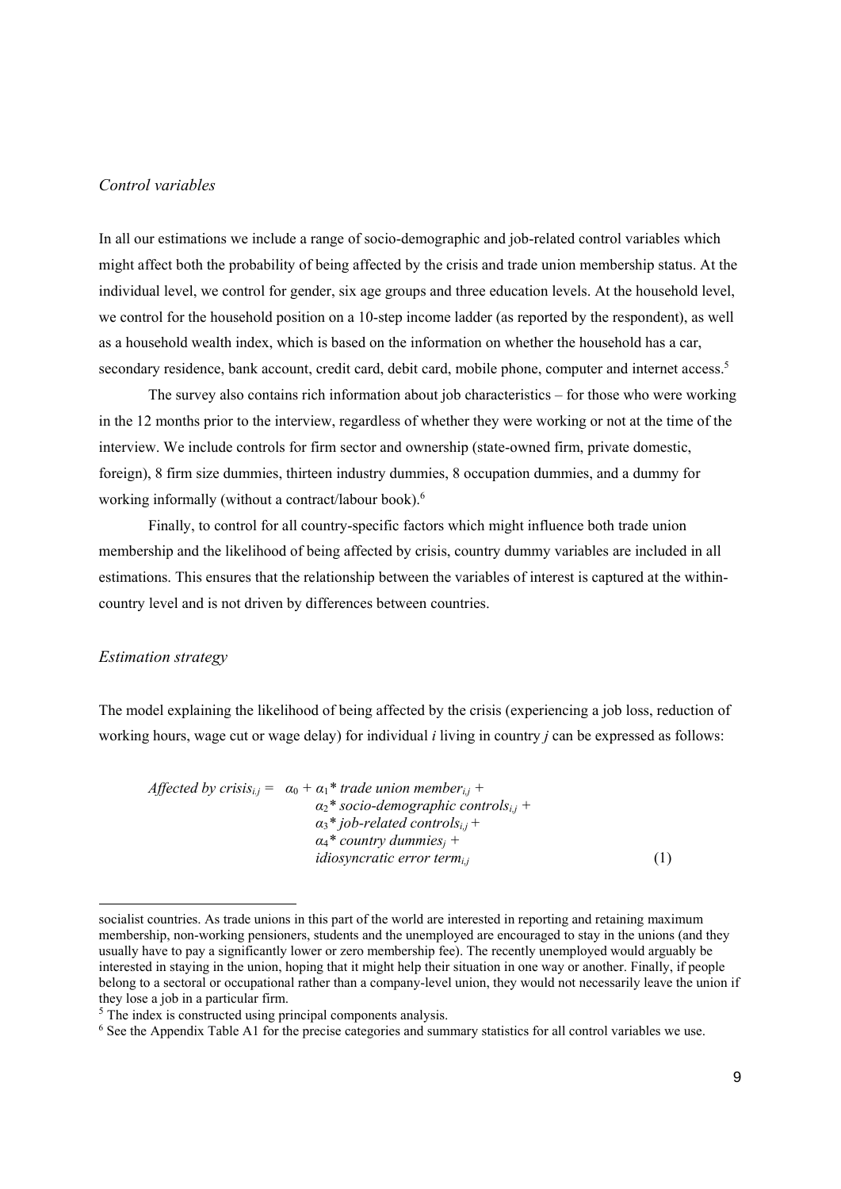*Control variables*

In all our estimations we include a range of socio-demographic and job-related control variables which might affect both the probability of being affected by the crisis and trade union membership status. At the individual level, we control for gender, six age groups and three education levels. At the household level, we control for the household position on a 10-step income ladder (as reported by the respondent), as well as a household wealth index, which is based on the information on whether the household has a car, secondary residence, bank account, credit card, debit card, mobile phone, computer and internet access.[5]

The survey also contains rich information about job characteristics – for those who were working in the 12 months prior to the interview, regardless of whether they were working or not at the time of the interview. We include controls for firm sector and ownership (state-owned firm, private domestic, foreign), 8 firm size dummies, thirteen industry dummies, 8 occupation dummies, and a dummy for working informally (without a contract/labour book).[6]

Finally, to control for all country-specific factors which might influence both trade union membership and the likelihood of being affected by crisis, country dummy variables are included in all estimations. This ensures that the relationship between the variables of interest is captured at the within-country level and is not driven by differences between countries.

*Estimation strategy*

The model explaining the likelihood of being affected by the crisis (experiencing a job loss, reduction of working hours, wage cut or wage delay) for individual *i* living in country *j* can be expressed as follows:

$$
\begin{aligned}
\textit{Affected by crisis}_{i,j} = \ & \alpha_0 + \alpha_1 * \textit{trade union member}_{i,j} + \\
& \alpha_2 * \textit{socio-demographic controls}_{i,j} + \\
& \alpha_3 * \textit{job-related controls}_{i,j} + \\
& \alpha_4 * \textit{country dummies}_j + \\
& \textit{idiosyncratic error term}_{i,j}
\end{aligned}
\qquad (1)
$$

---

socialist countries. As trade unions in this part of the world are interested in reporting and retaining maximum membership, non-working pensioners, students and the unemployed are encouraged to stay in the unions (and they usually have to pay a significantly lower or zero membership fee). The recently unemployed would arguably be interested in staying in the union, hoping that it might help their situation in one way or another. Finally, if people belong to a sectoral or occupational rather than a company-level union, they would not necessarily leave the union if they lose a job in a particular firm.

[5] The index is constructed using principal components analysis.

[6] See the Appendix Table A1 for the precise categories and summary statistics for all control variables we use.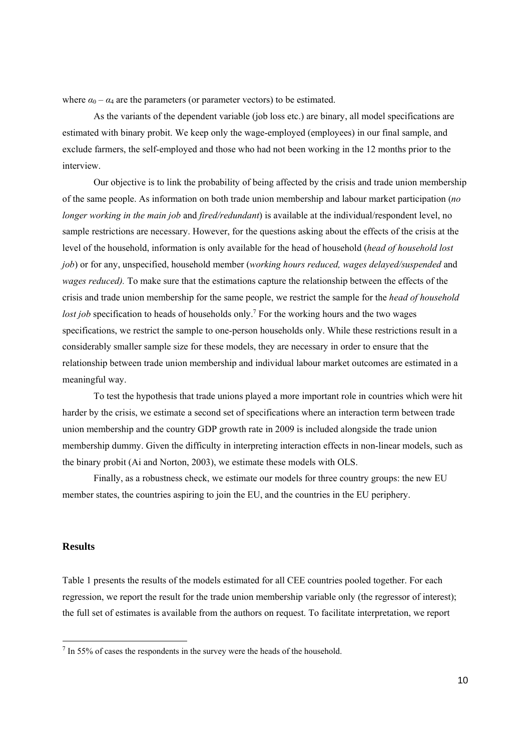where $\alpha_0 - \alpha_4$ are the parameters (or parameter vectors) to be estimated.

As the variants of the dependent variable (job loss etc.) are binary, all model specifications are estimated with binary probit. We keep only the wage-employed (employees) in our final sample, and exclude farmers, the self-employed and those who had not been working in the 12 months prior to the interview.

Our objective is to link the probability of being affected by the crisis and trade union membership of the same people. As information on both trade union membership and labour market participation (*no longer working in the main job* and *fired/redundant*) is available at the individual/respondent level, no sample restrictions are necessary. However, for the questions asking about the effects of the crisis at the level of the household, information is only available for the head of household (*head of household lost job*) or for any, unspecified, household member (*working hours reduced, wages delayed/suspended* and *wages reduced).* To make sure that the estimations capture the relationship between the effects of the crisis and trade union membership for the same people, we restrict the sample for the *head of household lost job* specification to heads of households only.[7] For the working hours and the two wages specifications, we restrict the sample to one-person households only. While these restrictions result in a considerably smaller sample size for these models, they are necessary in order to ensure that the relationship between trade union membership and individual labour market outcomes are estimated in a meaningful way.

To test the hypothesis that trade unions played a more important role in countries which were hit harder by the crisis, we estimate a second set of specifications where an interaction term between trade union membership and the country GDP growth rate in 2009 is included alongside the trade union membership dummy. Given the difficulty in interpreting interaction effects in non-linear models, such as the binary probit (Ai and Norton, 2003), we estimate these models with OLS.

Finally, as a robustness check, we estimate our models for three country groups: the new EU member states, the countries aspiring to join the EU, and the countries in the EU periphery.

## Results

Table 1 presents the results of the models estimated for all CEE countries pooled together. For each regression, we report the result for the trade union membership variable only (the regressor of interest); the full set of estimates is available from the authors on request. To facilitate interpretation, we report

[7] In 55% of cases the respondents in the survey were the heads of the household.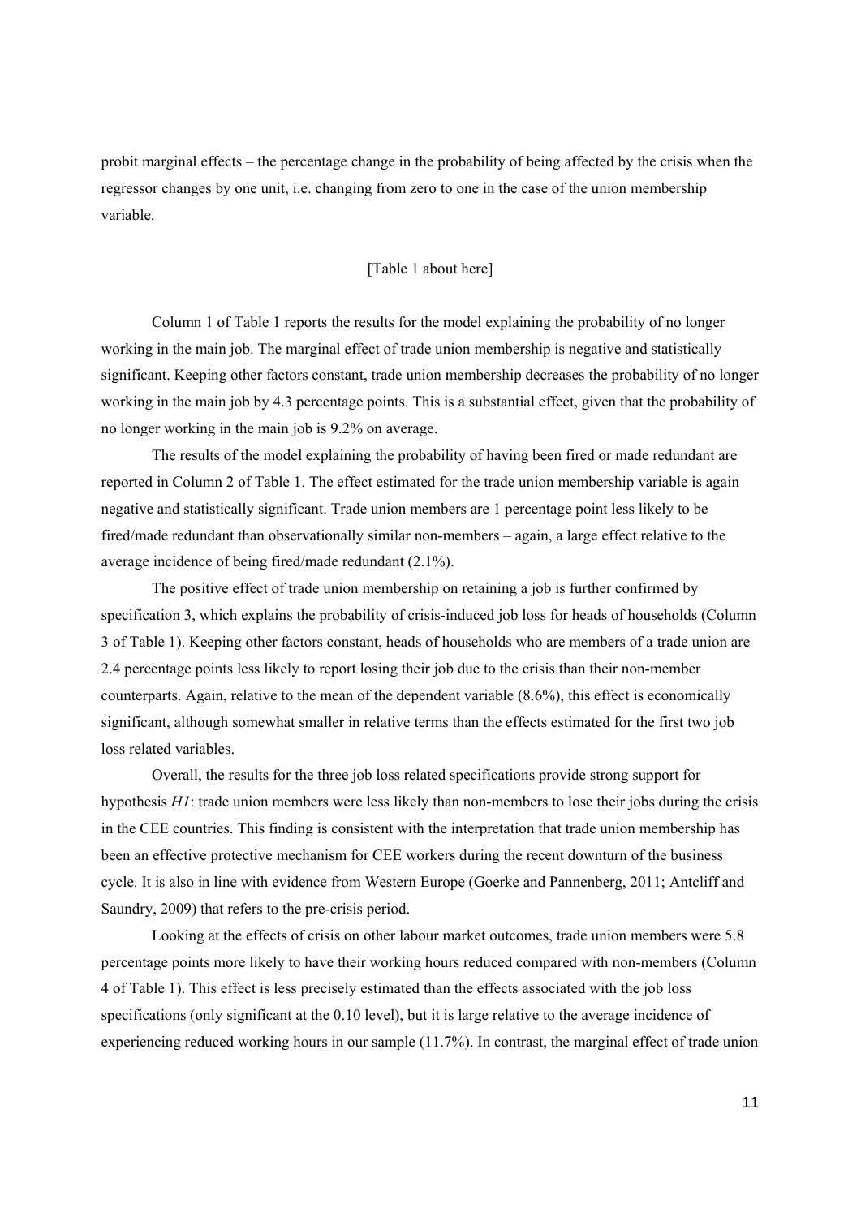probit marginal effects – the percentage change in the probability of being affected by the crisis when the regressor changes by one unit, i.e. changing from zero to one in the case of the union membership variable.

[Table 1 about here]

Column 1 of Table 1 reports the results for the model explaining the probability of no longer working in the main job. The marginal effect of trade union membership is negative and statistically significant. Keeping other factors constant, trade union membership decreases the probability of no longer working in the main job by 4.3 percentage points. This is a substantial effect, given that the probability of no longer working in the main job is 9.2% on average.

The results of the model explaining the probability of having been fired or made redundant are reported in Column 2 of Table 1. The effect estimated for the trade union membership variable is again negative and statistically significant. Trade union members are 1 percentage point less likely to be fired/made redundant than observationally similar non-members – again, a large effect relative to the average incidence of being fired/made redundant (2.1%).

The positive effect of trade union membership on retaining a job is further confirmed by specification 3, which explains the probability of crisis-induced job loss for heads of households (Column 3 of Table 1). Keeping other factors constant, heads of households who are members of a trade union are 2.4 percentage points less likely to report losing their job due to the crisis than their non-member counterparts. Again, relative to the mean of the dependent variable (8.6%), this effect is economically significant, although somewhat smaller in relative terms than the effects estimated for the first two job loss related variables.

Overall, the results for the three job loss related specifications provide strong support for hypothesis *H1*: trade union members were less likely than non-members to lose their jobs during the crisis in the CEE countries. This finding is consistent with the interpretation that trade union membership has been an effective protective mechanism for CEE workers during the recent downturn of the business cycle. It is also in line with evidence from Western Europe (Goerke and Pannenberg, 2011; Antcliff and Saundry, 2009) that refers to the pre-crisis period.

Looking at the effects of crisis on other labour market outcomes, trade union members were 5.8 percentage points more likely to have their working hours reduced compared with non-members (Column 4 of Table 1). This effect is less precisely estimated than the effects associated with the job loss specifications (only significant at the 0.10 level), but it is large relative to the average incidence of experiencing reduced working hours in our sample (11.7%). In contrast, the marginal effect of trade union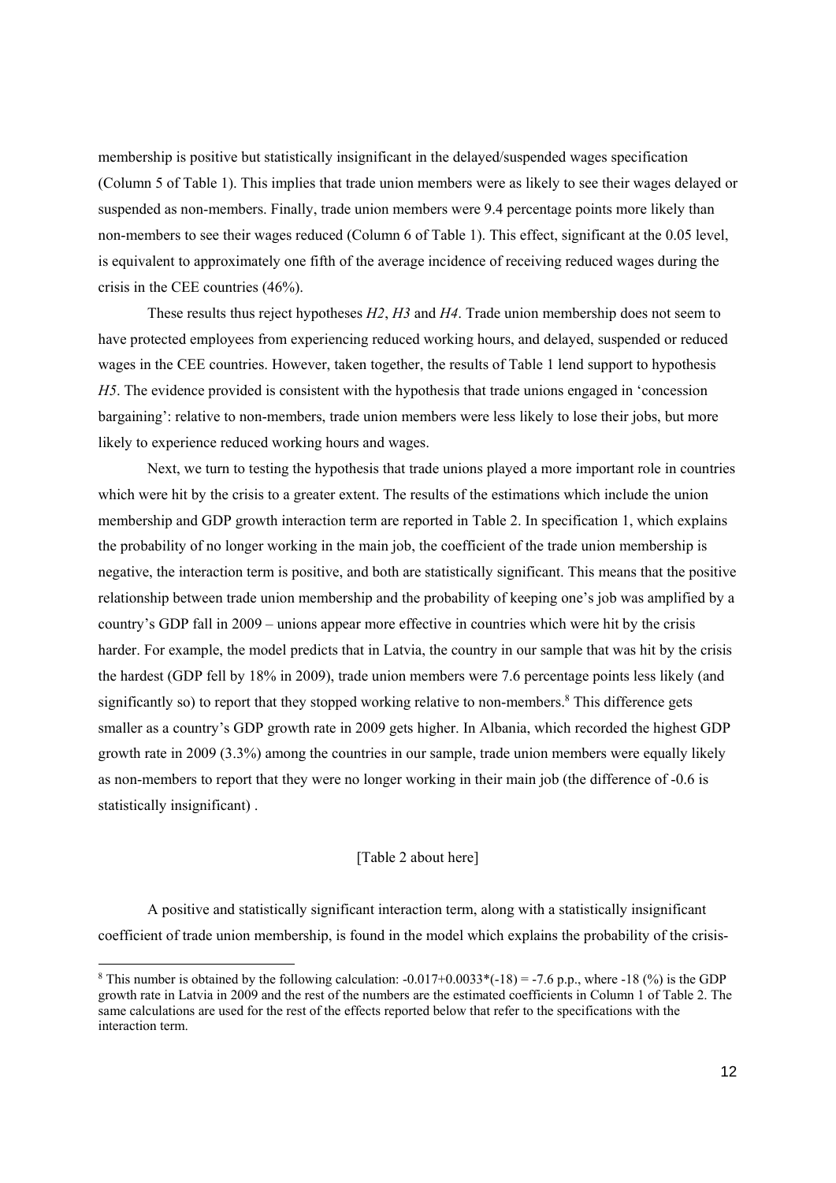membership is positive but statistically insignificant in the delayed/suspended wages specification (Column 5 of Table 1). This implies that trade union members were as likely to see their wages delayed or suspended as non-members. Finally, trade union members were 9.4 percentage points more likely than non-members to see their wages reduced (Column 6 of Table 1). This effect, significant at the 0.05 level, is equivalent to approximately one fifth of the average incidence of receiving reduced wages during the crisis in the CEE countries (46%).

These results thus reject hypotheses *H2*, *H3* and *H4*. Trade union membership does not seem to have protected employees from experiencing reduced working hours, and delayed, suspended or reduced wages in the CEE countries. However, taken together, the results of Table 1 lend support to hypothesis *H5*. The evidence provided is consistent with the hypothesis that trade unions engaged in 'concession bargaining': relative to non-members, trade union members were less likely to lose their jobs, but more likely to experience reduced working hours and wages.

Next, we turn to testing the hypothesis that trade unions played a more important role in countries which were hit by the crisis to a greater extent. The results of the estimations which include the union membership and GDP growth interaction term are reported in Table 2. In specification 1, which explains the probability of no longer working in the main job, the coefficient of the trade union membership is negative, the interaction term is positive, and both are statistically significant. This means that the positive relationship between trade union membership and the probability of keeping one's job was amplified by a country's GDP fall in 2009 – unions appear more effective in countries which were hit by the crisis harder. For example, the model predicts that in Latvia, the country in our sample that was hit by the crisis the hardest (GDP fell by 18% in 2009), trade union members were 7.6 percentage points less likely (and significantly so) to report that they stopped working relative to non-members.[8] This difference gets smaller as a country's GDP growth rate in 2009 gets higher. In Albania, which recorded the highest GDP growth rate in 2009 (3.3%) among the countries in our sample, trade union members were equally likely as non-members to report that they were no longer working in their main job (the difference of -0.6 is statistically insignificant) .

[Table 2 about here]

A positive and statistically significant interaction term, along with a statistically insignificant coefficient of trade union membership, is found in the model which explains the probability of the crisis-

[8] This number is obtained by the following calculation: $-0.017+0.0033*(-18) = -7.6$ p.p., where -18 (%) is the GDP growth rate in Latvia in 2009 and the rest of the numbers are the estimated coefficients in Column 1 of Table 2. The same calculations are used for the rest of the effects reported below that refer to the specifications with the interaction term.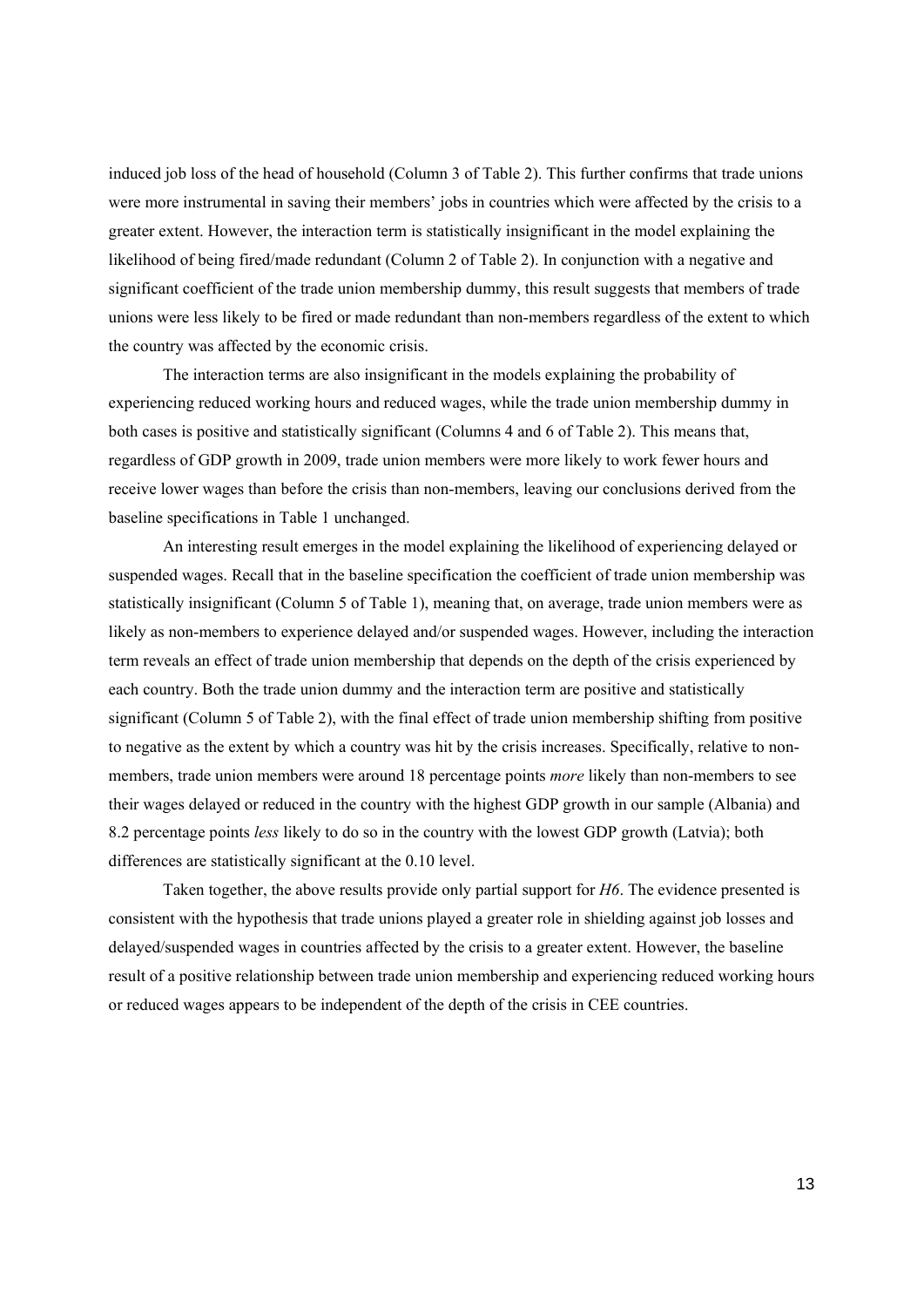induced job loss of the head of household (Column 3 of Table 2). This further confirms that trade unions were more instrumental in saving their members' jobs in countries which were affected by the crisis to a greater extent. However, the interaction term is statistically insignificant in the model explaining the likelihood of being fired/made redundant (Column 2 of Table 2). In conjunction with a negative and significant coefficient of the trade union membership dummy, this result suggests that members of trade unions were less likely to be fired or made redundant than non-members regardless of the extent to which the country was affected by the economic crisis.

The interaction terms are also insignificant in the models explaining the probability of experiencing reduced working hours and reduced wages, while the trade union membership dummy in both cases is positive and statistically significant (Columns 4 and 6 of Table 2). This means that, regardless of GDP growth in 2009, trade union members were more likely to work fewer hours and receive lower wages than before the crisis than non-members, leaving our conclusions derived from the baseline specifications in Table 1 unchanged.

An interesting result emerges in the model explaining the likelihood of experiencing delayed or suspended wages. Recall that in the baseline specification the coefficient of trade union membership was statistically insignificant (Column 5 of Table 1), meaning that, on average, trade union members were as likely as non-members to experience delayed and/or suspended wages. However, including the interaction term reveals an effect of trade union membership that depends on the depth of the crisis experienced by each country. Both the trade union dummy and the interaction term are positive and statistically significant (Column 5 of Table 2), with the final effect of trade union membership shifting from positive to negative as the extent by which a country was hit by the crisis increases. Specifically, relative to non-members, trade union members were around 18 percentage points *more* likely than non-members to see their wages delayed or reduced in the country with the highest GDP growth in our sample (Albania) and 8.2 percentage points *less* likely to do so in the country with the lowest GDP growth (Latvia); both differences are statistically significant at the 0.10 level.

Taken together, the above results provide only partial support for *H6*. The evidence presented is consistent with the hypothesis that trade unions played a greater role in shielding against job losses and delayed/suspended wages in countries affected by the crisis to a greater extent. However, the baseline result of a positive relationship between trade union membership and experiencing reduced working hours or reduced wages appears to be independent of the depth of the crisis in CEE countries.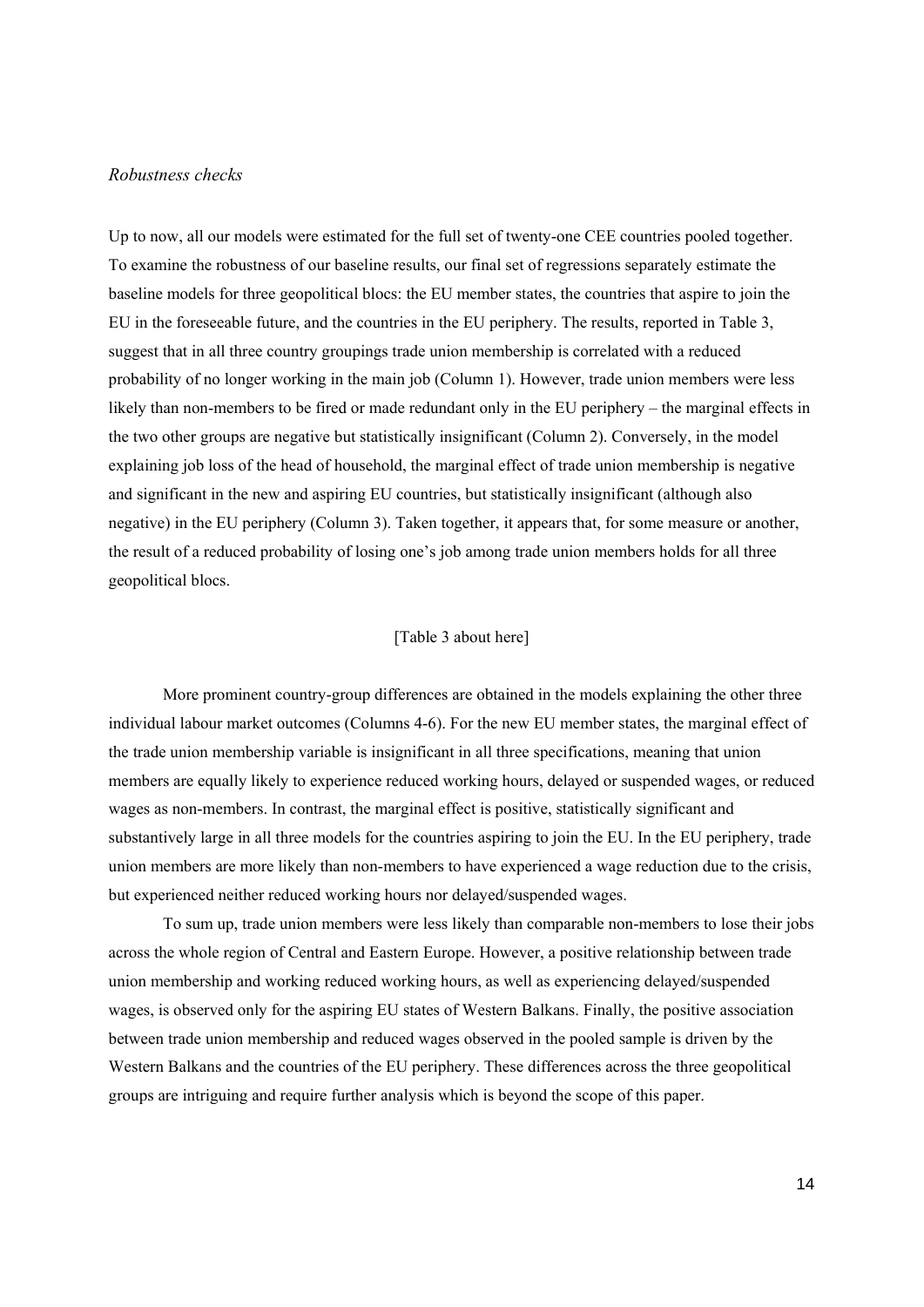*Robustness checks*

Up to now, all our models were estimated for the full set of twenty-one CEE countries pooled together. To examine the robustness of our baseline results, our final set of regressions separately estimate the baseline models for three geopolitical blocs: the EU member states, the countries that aspire to join the EU in the foreseeable future, and the countries in the EU periphery. The results, reported in Table 3, suggest that in all three country groupings trade union membership is correlated with a reduced probability of no longer working in the main job (Column 1). However, trade union members were less likely than non-members to be fired or made redundant only in the EU periphery – the marginal effects in the two other groups are negative but statistically insignificant (Column 2). Conversely, in the model explaining job loss of the head of household, the marginal effect of trade union membership is negative and significant in the new and aspiring EU countries, but statistically insignificant (although also negative) in the EU periphery (Column 3). Taken together, it appears that, for some measure or another, the result of a reduced probability of losing one's job among trade union members holds for all three geopolitical blocs.

[Table 3 about here]

More prominent country-group differences are obtained in the models explaining the other three individual labour market outcomes (Columns 4-6). For the new EU member states, the marginal effect of the trade union membership variable is insignificant in all three specifications, meaning that union members are equally likely to experience reduced working hours, delayed or suspended wages, or reduced wages as non-members. In contrast, the marginal effect is positive, statistically significant and substantively large in all three models for the countries aspiring to join the EU. In the EU periphery, trade union members are more likely than non-members to have experienced a wage reduction due to the crisis, but experienced neither reduced working hours nor delayed/suspended wages.

To sum up, trade union members were less likely than comparable non-members to lose their jobs across the whole region of Central and Eastern Europe. However, a positive relationship between trade union membership and working reduced working hours, as well as experiencing delayed/suspended wages, is observed only for the aspiring EU states of Western Balkans. Finally, the positive association between trade union membership and reduced wages observed in the pooled sample is driven by the Western Balkans and the countries of the EU periphery. These differences across the three geopolitical groups are intriguing and require further analysis which is beyond the scope of this paper.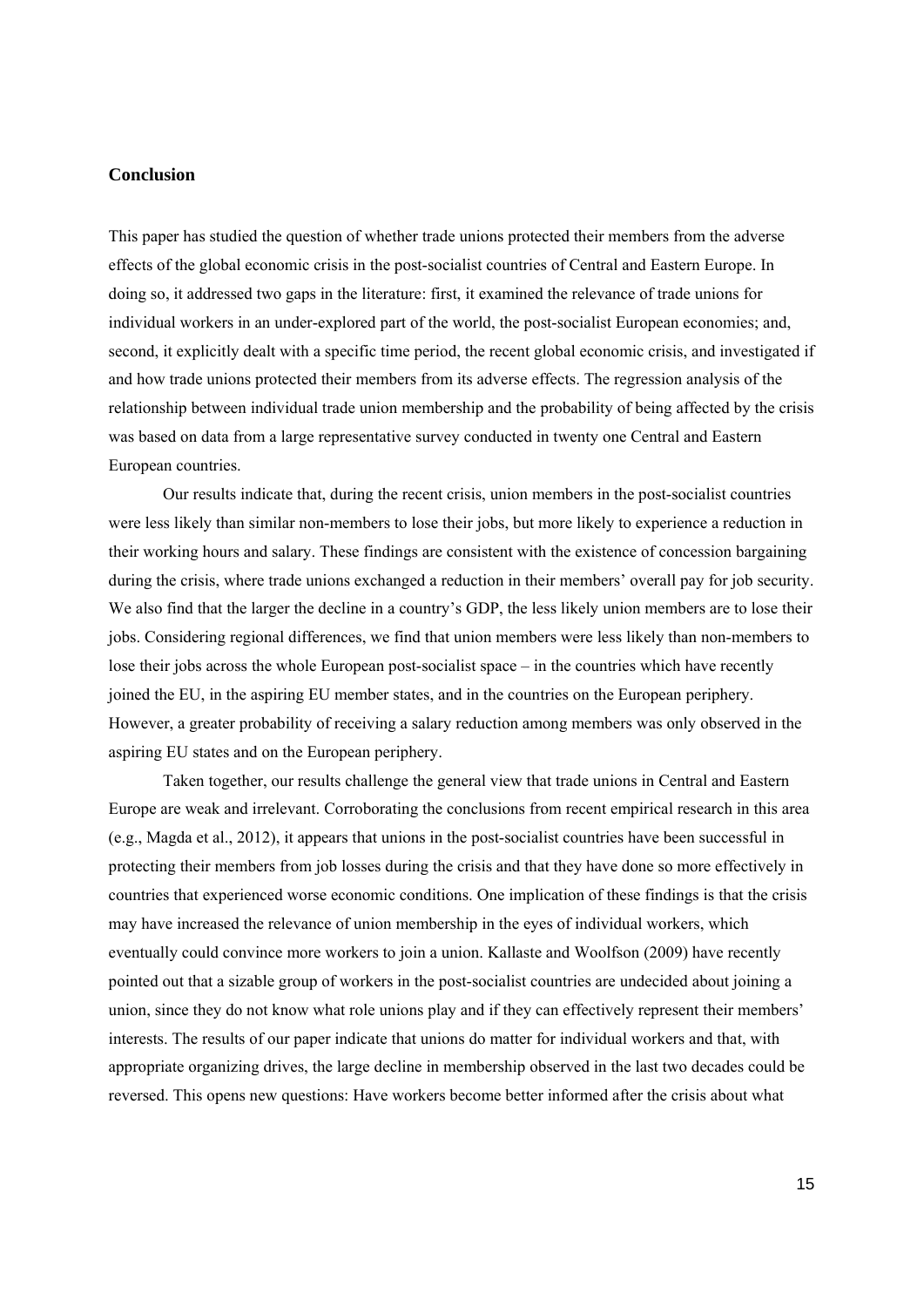## Conclusion

This paper has studied the question of whether trade unions protected their members from the adverse effects of the global economic crisis in the post-socialist countries of Central and Eastern Europe. In doing so, it addressed two gaps in the literature: first, it examined the relevance of trade unions for individual workers in an under-explored part of the world, the post-socialist European economies; and, second, it explicitly dealt with a specific time period, the recent global economic crisis, and investigated if and how trade unions protected their members from its adverse effects. The regression analysis of the relationship between individual trade union membership and the probability of being affected by the crisis was based on data from a large representative survey conducted in twenty one Central and Eastern European countries.

Our results indicate that, during the recent crisis, union members in the post-socialist countries were less likely than similar non-members to lose their jobs, but more likely to experience a reduction in their working hours and salary. These findings are consistent with the existence of concession bargaining during the crisis, where trade unions exchanged a reduction in their members' overall pay for job security. We also find that the larger the decline in a country's GDP, the less likely union members are to lose their jobs. Considering regional differences, we find that union members were less likely than non-members to lose their jobs across the whole European post-socialist space – in the countries which have recently joined the EU, in the aspiring EU member states, and in the countries on the European periphery. However, a greater probability of receiving a salary reduction among members was only observed in the aspiring EU states and on the European periphery.

Taken together, our results challenge the general view that trade unions in Central and Eastern Europe are weak and irrelevant. Corroborating the conclusions from recent empirical research in this area (e.g., Magda et al., 2012), it appears that unions in the post-socialist countries have been successful in protecting their members from job losses during the crisis and that they have done so more effectively in countries that experienced worse economic conditions. One implication of these findings is that the crisis may have increased the relevance of union membership in the eyes of individual workers, which eventually could convince more workers to join a union. Kallaste and Woolfson (2009) have recently pointed out that a sizable group of workers in the post-socialist countries are undecided about joining a union, since they do not know what role unions play and if they can effectively represent their members' interests. The results of our paper indicate that unions do matter for individual workers and that, with appropriate organizing drives, the large decline in membership observed in the last two decades could be reversed. This opens new questions: Have workers become better informed after the crisis about what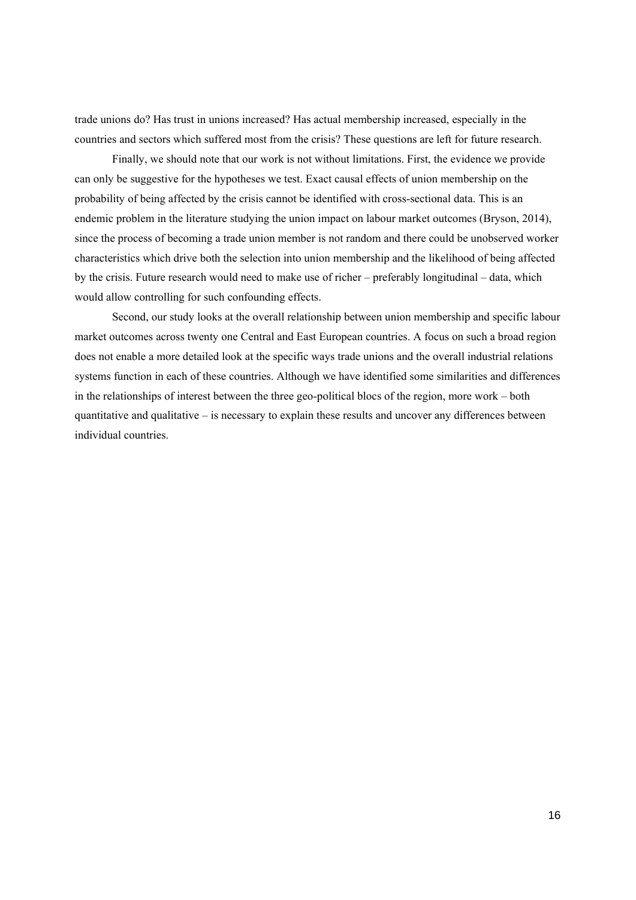trade unions do? Has trust in unions increased? Has actual membership increased, especially in the countries and sectors which suffered most from the crisis? These questions are left for future research.

Finally, we should note that our work is not without limitations. First, the evidence we provide can only be suggestive for the hypotheses we test. Exact causal effects of union membership on the probability of being affected by the crisis cannot be identified with cross-sectional data. This is an endemic problem in the literature studying the union impact on labour market outcomes (Bryson, 2014), since the process of becoming a trade union member is not random and there could be unobserved worker characteristics which drive both the selection into union membership and the likelihood of being affected by the crisis. Future research would need to make use of richer – preferably longitudinal – data, which would allow controlling for such confounding effects.

Second, our study looks at the overall relationship between union membership and specific labour market outcomes across twenty one Central and East European countries. A focus on such a broad region does not enable a more detailed look at the specific ways trade unions and the overall industrial relations systems function in each of these countries. Although we have identified some similarities and differences in the relationships of interest between the three geo-political blocs of the region, more work – both quantitative and qualitative – is necessary to explain these results and uncover any differences between individual countries.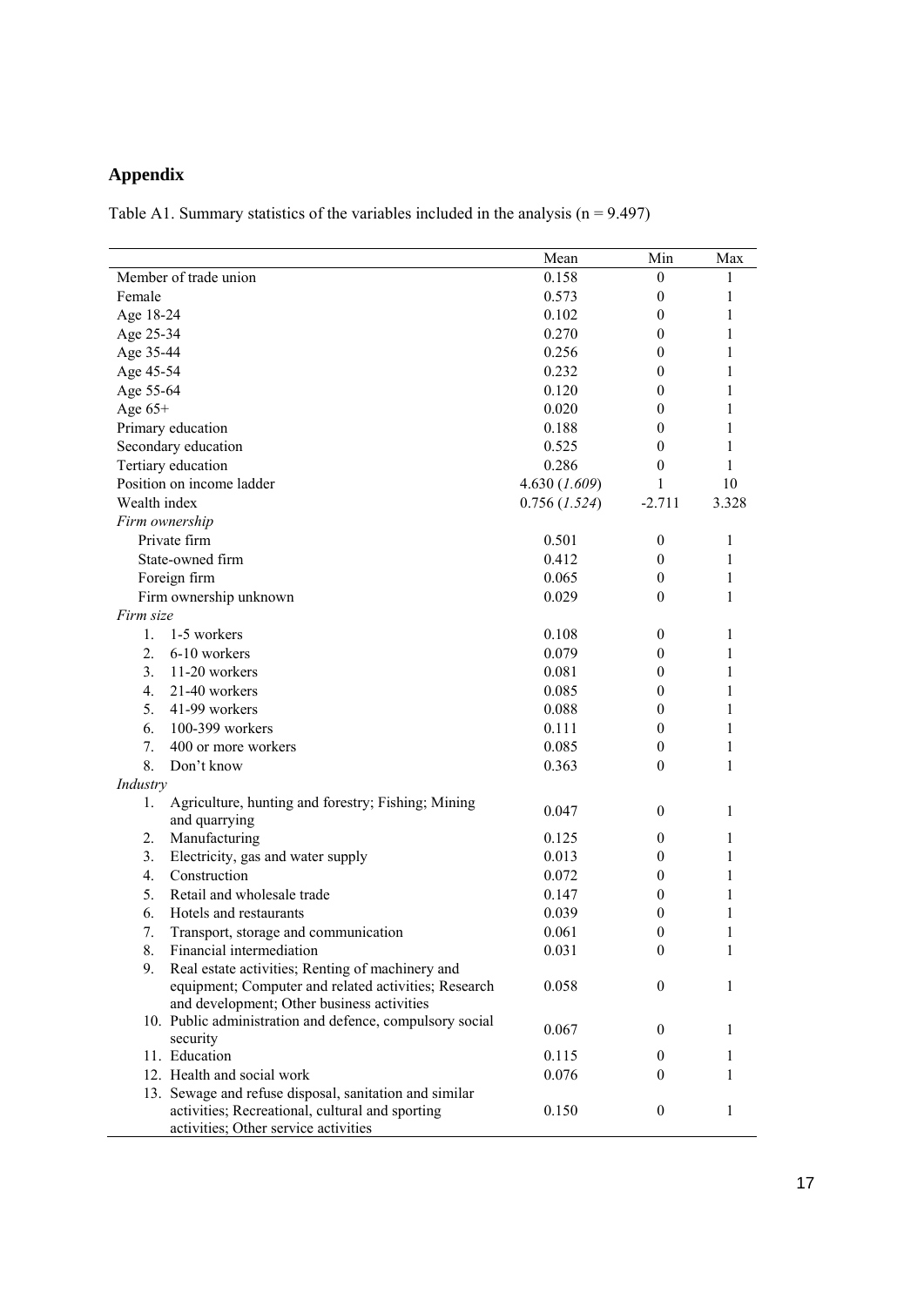## Appendix

Table A1. Summary statistics of the variables included in the analysis (n = 9.497)

| | Mean | Min | Max |
|---|---|---|---|
| Member of trade union | 0.158 | 0 | 1 |
| Female | 0.573 | 0 | 1 |
| Age 18-24 | 0.102 | 0 | 1 |
| Age 25-34 | 0.270 | 0 | 1 |
| Age 35-44 | 0.256 | 0 | 1 |
| Age 45-54 | 0.232 | 0 | 1 |
| Age 55-64 | 0.120 | 0 | 1 |
| Age 65+ | 0.020 | 0 | 1 |
| Primary education | 0.188 | 0 | 1 |
| Secondary education | 0.525 | 0 | 1 |
| Tertiary education | 0.286 | 0 | 1 |
| Position on income ladder | 4.630 (*1.609*) | 1 | 10 |
| Wealth index | 0.756 (*1.524*) | -2.711 | 3.328 |
| *Firm ownership* | | | |
| Private firm | 0.501 | 0 | 1 |
| State-owned firm | 0.412 | 0 | 1 |
| Foreign firm | 0.065 | 0 | 1 |
| Firm ownership unknown | 0.029 | 0 | 1 |
| *Firm size* | | | |
| 1. 1-5 workers | 0.108 | 0 | 1 |
| 2. 6-10 workers | 0.079 | 0 | 1 |
| 3. 11-20 workers | 0.081 | 0 | 1 |
| 4. 21-40 workers | 0.085 | 0 | 1 |
| 5. 41-99 workers | 0.088 | 0 | 1 |
| 6. 100-399 workers | 0.111 | 0 | 1 |
| 7. 400 or more workers | 0.085 | 0 | 1 |
| 8. Don't know | 0.363 | 0 | 1 |
| *Industry* | | | |
| 1. Agriculture, hunting and forestry; Fishing; Mining and quarrying | 0.047 | 0 | 1 |
| 2. Manufacturing | 0.125 | 0 | 1 |
| 3. Electricity, gas and water supply | 0.013 | 0 | 1 |
| 4. Construction | 0.072 | 0 | 1 |
| 5. Retail and wholesale trade | 0.147 | 0 | 1 |
| 6. Hotels and restaurants | 0.039 | 0 | 1 |
| 7. Transport, storage and communication | 0.061 | 0 | 1 |
| 8. Financial intermediation | 0.031 | 0 | 1 |
| 9. Real estate activities; Renting of machinery and equipment; Computer and related activities; Research and development; Other business activities | 0.058 | 0 | 1 |
| 10. Public administration and defence, compulsory social security | 0.067 | 0 | 1 |
| 11. Education | 0.115 | 0 | 1 |
| 12. Health and social work | 0.076 | 0 | 1 |
| 13. Sewage and refuse disposal, sanitation and similar activities; Recreational, cultural and sporting activities; Other service activities | 0.150 | 0 | 1 |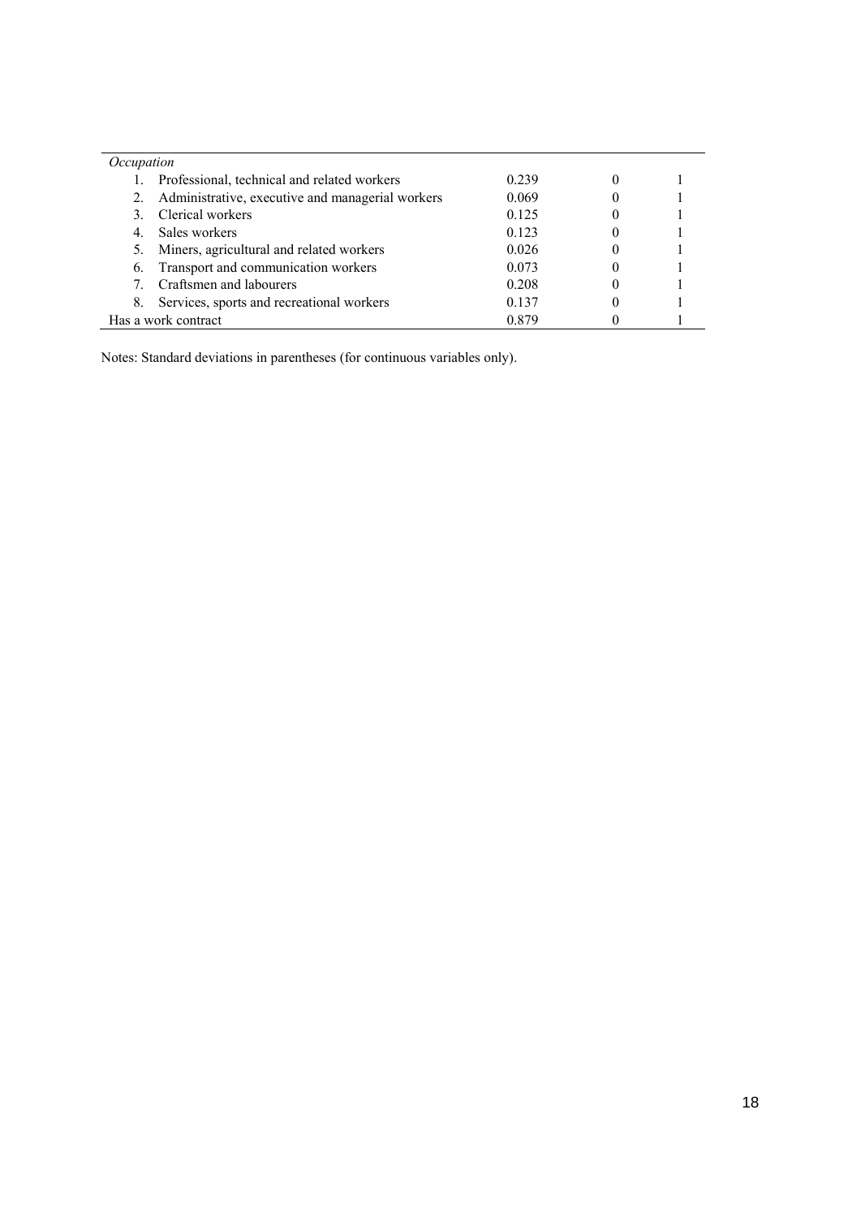| | | | |
|---|---|---|---|
| *Occupation* | | | |
| 1. Professional, technical and related workers | 0.239 | 0 | 1 |
| 2. Administrative, executive and managerial workers | 0.069 | 0 | 1 |
| 3. Clerical workers | 0.125 | 0 | 1 |
| 4. Sales workers | 0.123 | 0 | 1 |
| 5. Miners, agricultural and related workers | 0.026 | 0 | 1 |
| 6. Transport and communication workers | 0.073 | 0 | 1 |
| 7. Craftsmen and labourers | 0.208 | 0 | 1 |
| 8. Services, sports and recreational workers | 0.137 | 0 | 1 |
| Has a work contract | 0.879 | 0 | 1 |

Notes: Standard deviations in parentheses (for continuous variables only).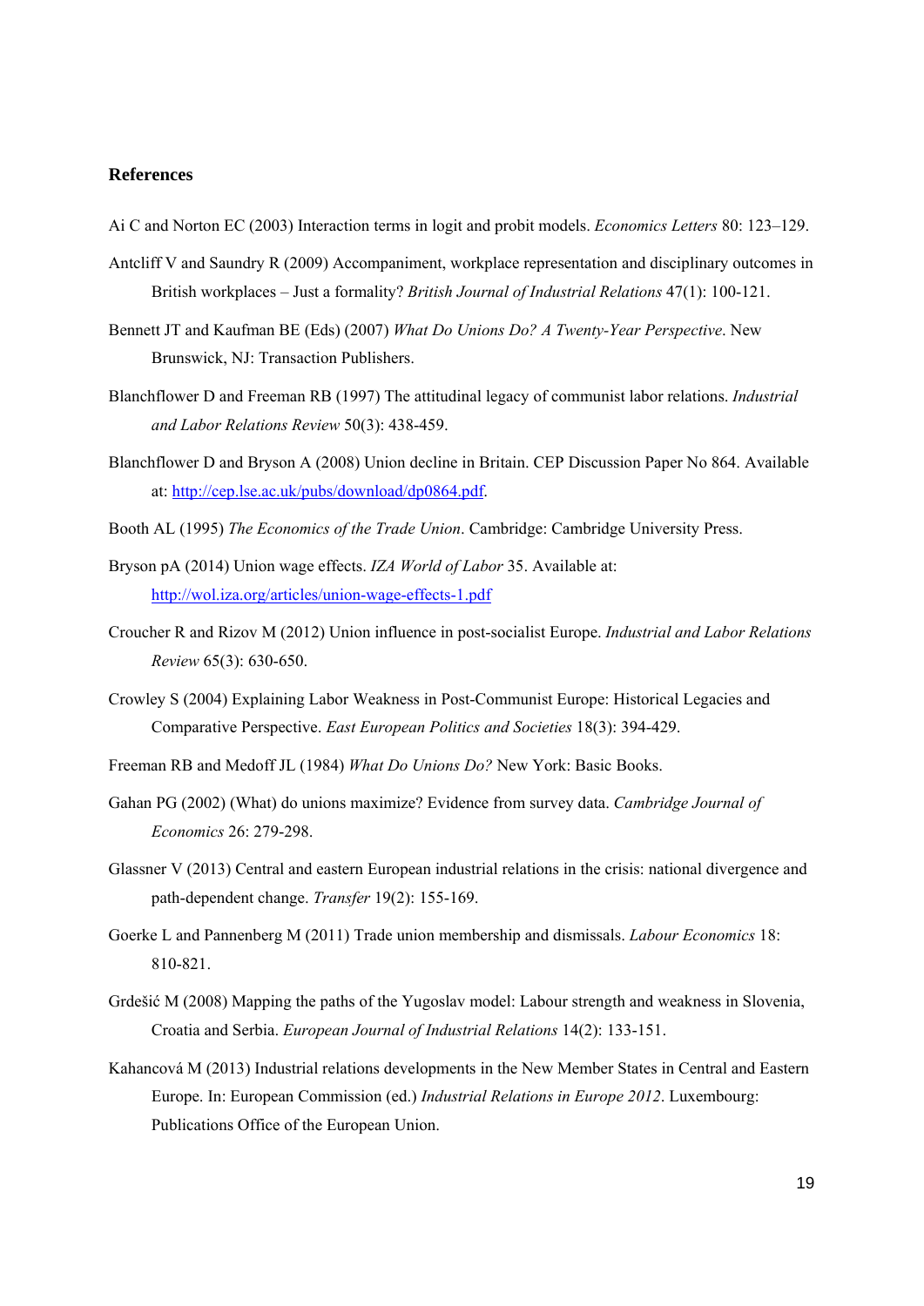**References**

Ai C and Norton EC (2003) Interaction terms in logit and probit models. *Economics Letters* 80: 123–129.

Antcliff V and Saundry R (2009) Accompaniment, workplace representation and disciplinary outcomes in British workplaces – Just a formality? *British Journal of Industrial Relations* 47(1): 100-121.

Bennett JT and Kaufman BE (Eds) (2007) *What Do Unions Do? A Twenty-Year Perspective*. New Brunswick, NJ: Transaction Publishers.

Blanchflower D and Freeman RB (1997) The attitudinal legacy of communist labor relations. *Industrial and Labor Relations Review* 50(3): 438-459.

Blanchflower D and Bryson A (2008) Union decline in Britain. CEP Discussion Paper No 864. Available at: http://cep.lse.ac.uk/pubs/download/dp0864.pdf.

Booth AL (1995) *The Economics of the Trade Union*. Cambridge: Cambridge University Press.

Bryson pA (2014) Union wage effects. *IZA World of Labor* 35. Available at: http://wol.iza.org/articles/union-wage-effects-1.pdf

Croucher R and Rizov M (2012) Union influence in post-socialist Europe. *Industrial and Labor Relations Review* 65(3): 630-650.

Crowley S (2004) Explaining Labor Weakness in Post-Communist Europe: Historical Legacies and Comparative Perspective. *East European Politics and Societies* 18(3): 394-429.

Freeman RB and Medoff JL (1984) *What Do Unions Do?* New York: Basic Books.

Gahan PG (2002) (What) do unions maximize? Evidence from survey data. *Cambridge Journal of Economics* 26: 279-298.

Glassner V (2013) Central and eastern European industrial relations in the crisis: national divergence and path-dependent change. *Transfer* 19(2): 155-169.

Goerke L and Pannenberg M (2011) Trade union membership and dismissals. *Labour Economics* 18: 810-821.

Grdešić M (2008) Mapping the paths of the Yugoslav model: Labour strength and weakness in Slovenia, Croatia and Serbia. *European Journal of Industrial Relations* 14(2): 133-151.

Kahancová M (2013) Industrial relations developments in the New Member States in Central and Eastern Europe. In: European Commission (ed.) *Industrial Relations in Europe 2012*. Luxembourg: Publications Office of the European Union.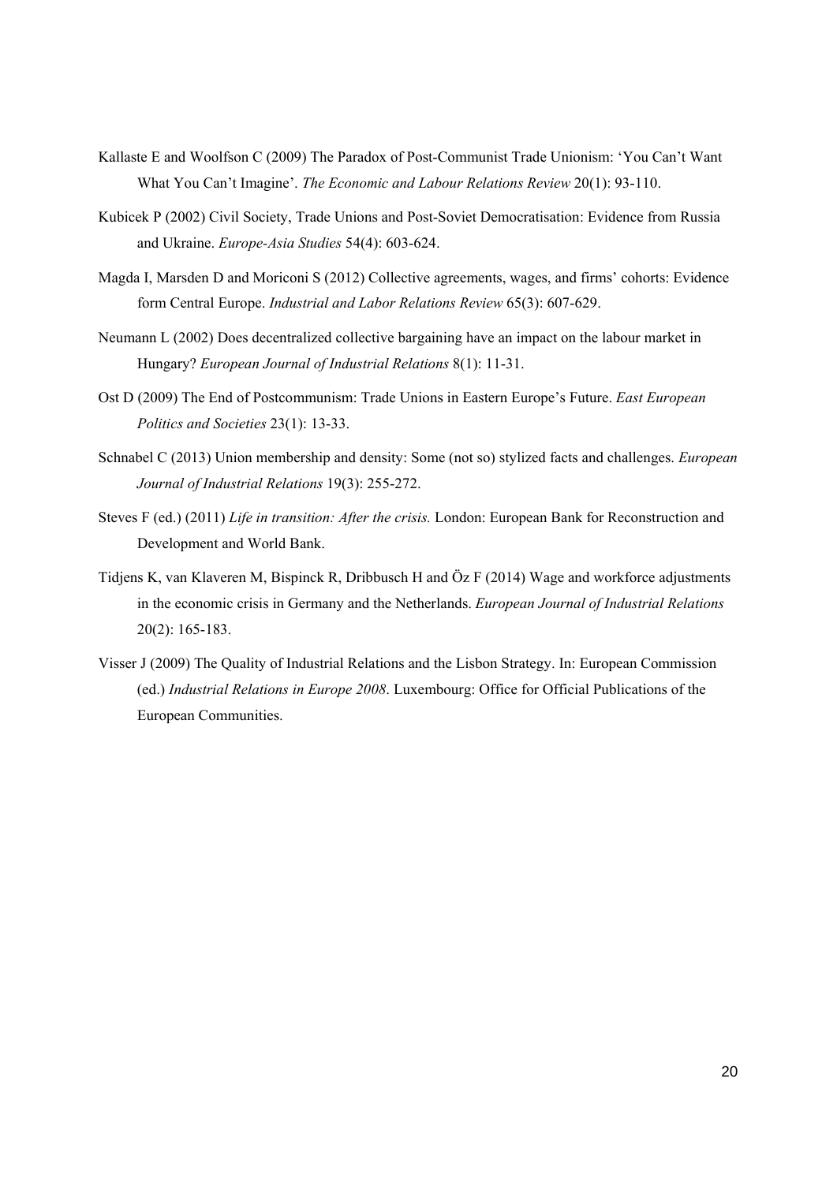Kallaste E and Woolfson C (2009) The Paradox of Post-Communist Trade Unionism: 'You Can't Want What You Can't Imagine'. *The Economic and Labour Relations Review* 20(1): 93-110.

Kubicek P (2002) Civil Society, Trade Unions and Post-Soviet Democratisation: Evidence from Russia and Ukraine. *Europe-Asia Studies* 54(4): 603-624.

Magda I, Marsden D and Moriconi S (2012) Collective agreements, wages, and firms' cohorts: Evidence form Central Europe. *Industrial and Labor Relations Review* 65(3): 607-629.

Neumann L (2002) Does decentralized collective bargaining have an impact on the labour market in Hungary? *European Journal of Industrial Relations* 8(1): 11-31.

Ost D (2009) The End of Postcommunism: Trade Unions in Eastern Europe's Future. *East European Politics and Societies* 23(1): 13-33.

Schnabel C (2013) Union membership and density: Some (not so) stylized facts and challenges. *European Journal of Industrial Relations* 19(3): 255-272.

Steves F (ed.) (2011) *Life in transition: After the crisis.* London: European Bank for Reconstruction and Development and World Bank.

Tidjens K, van Klaveren M, Bispinck R, Dribbusch H and Öz F (2014) Wage and workforce adjustments in the economic crisis in Germany and the Netherlands. *European Journal of Industrial Relations* 20(2): 165-183.

Visser J (2009) The Quality of Industrial Relations and the Lisbon Strategy. In: European Commission (ed.) *Industrial Relations in Europe 2008*. Luxembourg: Office for Official Publications of the European Communities.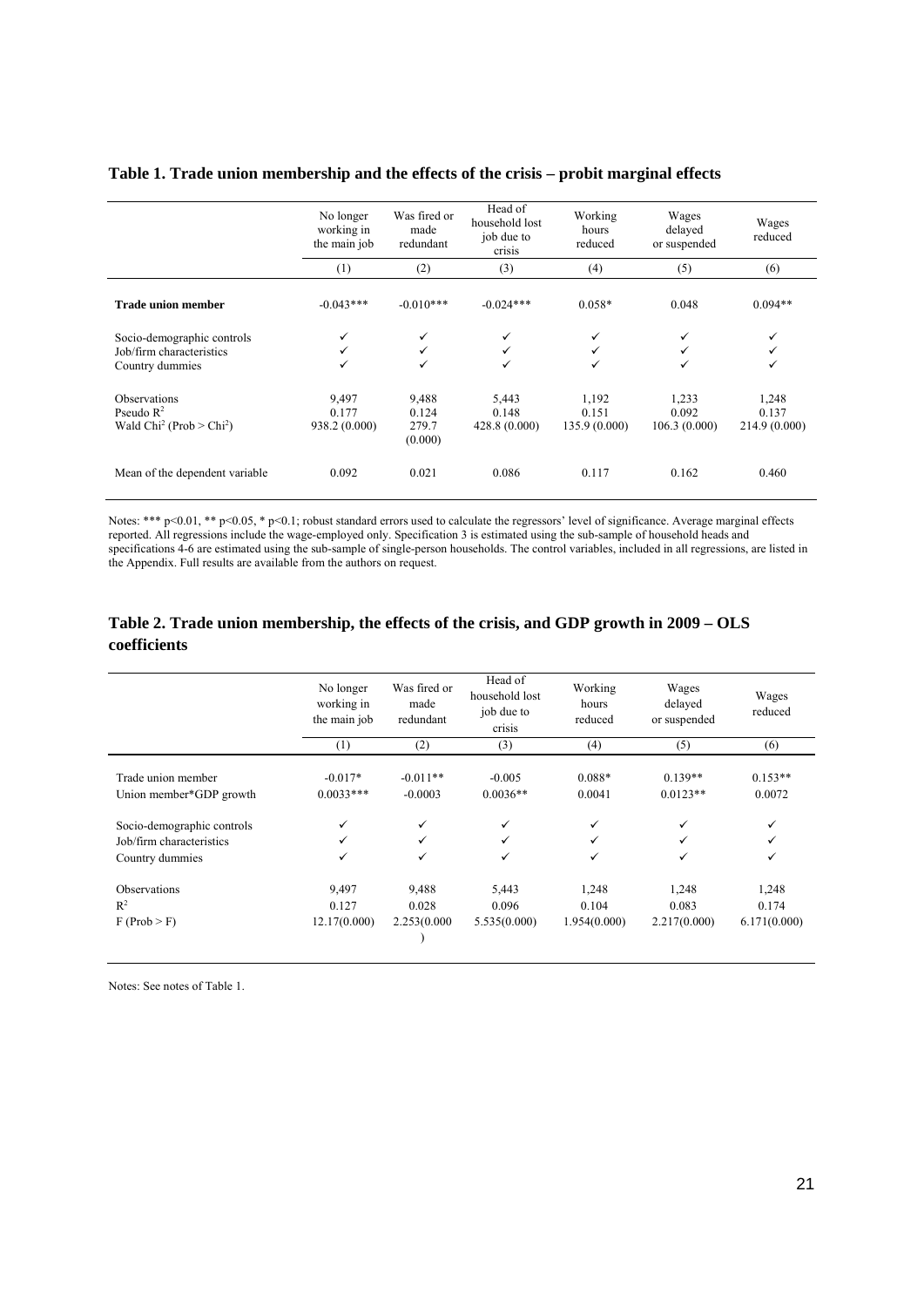## Table 1. Trade union membership and the effects of the crisis – probit marginal effects

| | No longer working in the main job | Was fired or made redundant | Head of household lost job due to crisis | Working hours reduced | Wages delayed or suspended | Wages reduced |
|---|---|---|---|---|---|---|
| | (1) | (2) | (3) | (4) | (5) | (6) |
| **Trade union member** | -0.043*** | -0.010*** | -0.024*** | 0.058* | 0.048 | 0.094** |
| Socio-demographic controls | ✓ | ✓ | ✓ | ✓ | ✓ | ✓ |
| Job/firm characteristics | ✓ | ✓ | ✓ | ✓ | ✓ | ✓ |
| Country dummies | ✓ | ✓ | ✓ | ✓ | ✓ | ✓ |
| Observations | 9,497 | 9,488 | 5,443 | 1,192 | 1,233 | 1,248 |
| Pseudo $R^2$ | 0.177 | 0.124 | 0.148 | 0.151 | 0.092 | 0.137 |
| Wald $Chi^2$ (Prob > $Chi^2$) | 938.2 (0.000) | 279.7 (0.000) | 428.8 (0.000) | 135.9 (0.000) | 106.3 (0.000) | 214.9 (0.000) |
| Mean of the dependent variable | 0.092 | 0.021 | 0.086 | 0.117 | 0.162 | 0.460 |

Notes: *** p<0.01, ** p<0.05, * p<0.1; robust standard errors used to calculate the regressors' level of significance. Average marginal effects reported. All regressions include the wage-employed only. Specification 3 is estimated using the sub-sample of household heads and specifications 4-6 are estimated using the sub-sample of single-person households. The control variables, included in all regressions, are listed in the Appendix. Full results are available from the authors on request.

## Table 2. Trade union membership, the effects of the crisis, and GDP growth in 2009 – OLS coefficients

| | No longer working in the main job | Was fired or made redundant | Head of household lost job due to crisis | Working hours reduced | Wages delayed or suspended | Wages reduced |
|---|---|---|---|---|---|---|
| | (1) | (2) | (3) | (4) | (5) | (6) |
| Trade union member | -0.017* | -0.011** | -0.005 | 0.088* | 0.139** | 0.153** |
| Union member*GDP growth | 0.0033*** | -0.0003 | 0.0036** | 0.0041 | 0.0123** | 0.0072 |
| Socio-demographic controls | ✓ | ✓ | ✓ | ✓ | ✓ | ✓ |
| Job/firm characteristics | ✓ | ✓ | ✓ | ✓ | ✓ | ✓ |
| Country dummies | ✓ | ✓ | ✓ | ✓ | ✓ | ✓ |
| Observations | 9,497 | 9,488 | 5,443 | 1,248 | 1,248 | 1,248 |
| $R^2$ | 0.127 | 0.028 | 0.096 | 0.104 | 0.083 | 0.174 |
| F (Prob > F) | 12.17(0.000) | 2.253(0.000) | 5.535(0.000) | 1.954(0.000) | 2.217(0.000) | 6.171(0.000) |

Notes: See notes of Table 1.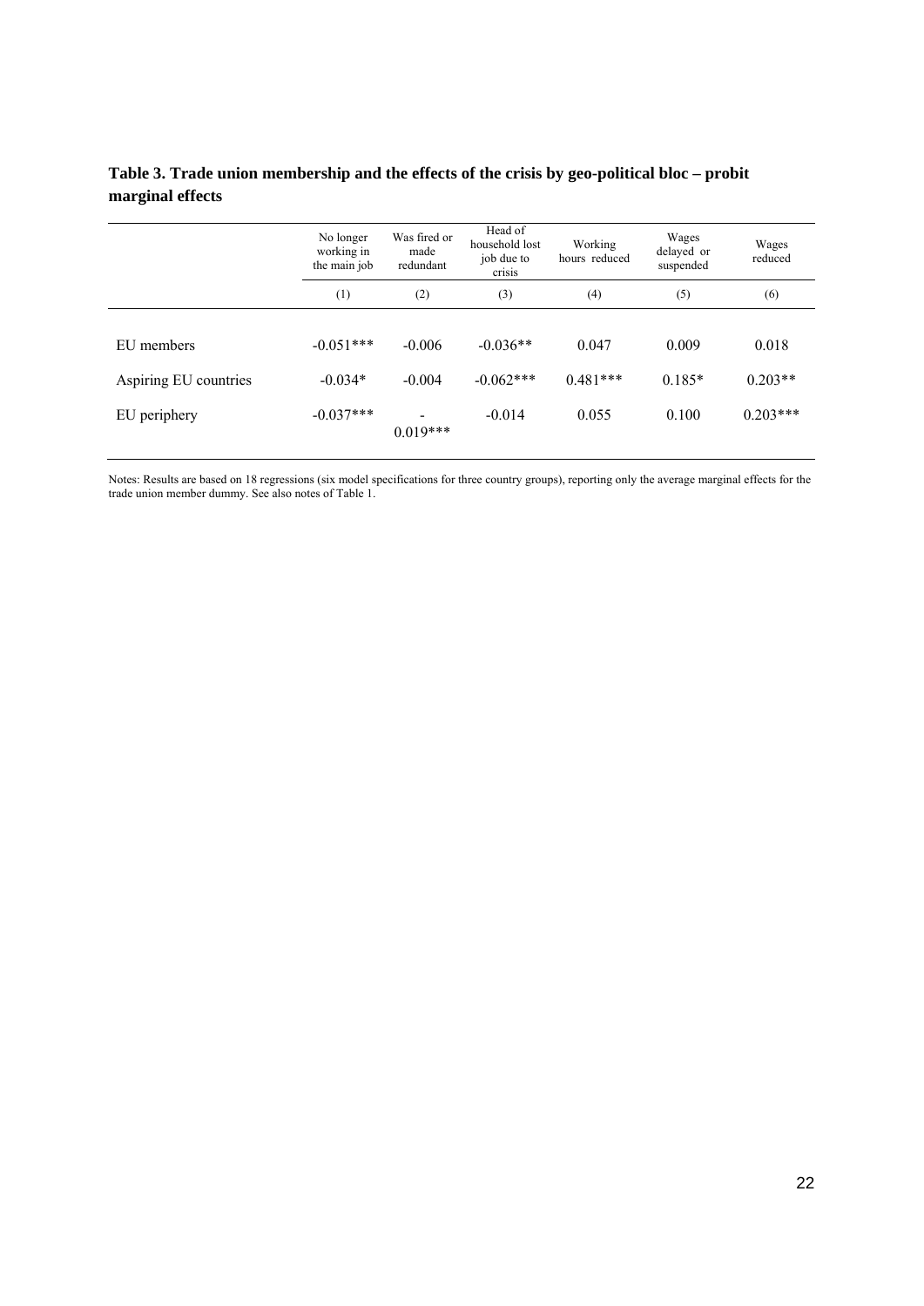**Table 3. Trade union membership and the effects of the crisis by geo-political bloc – probit marginal effects**

| | No longer working in the main job | Was fired or made redundant | Head of household lost job due to crisis | Working hours reduced | Wages delayed or suspended | Wages reduced |
|---|---|---|---|---|---|---|
| | (1) | (2) | (3) | (4) | (5) | (6) |
| EU members | -0.051*** | -0.006 | -0.036** | 0.047 | 0.009 | 0.018 |
| Aspiring EU countries | -0.034* | -0.004 | -0.062*** | 0.481*** | 0.185* | 0.203** |
| EU periphery | -0.037*** | -0.019*** | -0.014 | 0.055 | 0.100 | 0.203*** |

Notes: Results are based on 18 regressions (six model specifications for three country groups), reporting only the average marginal effects for the trade union member dummy. See also notes of Table 1.